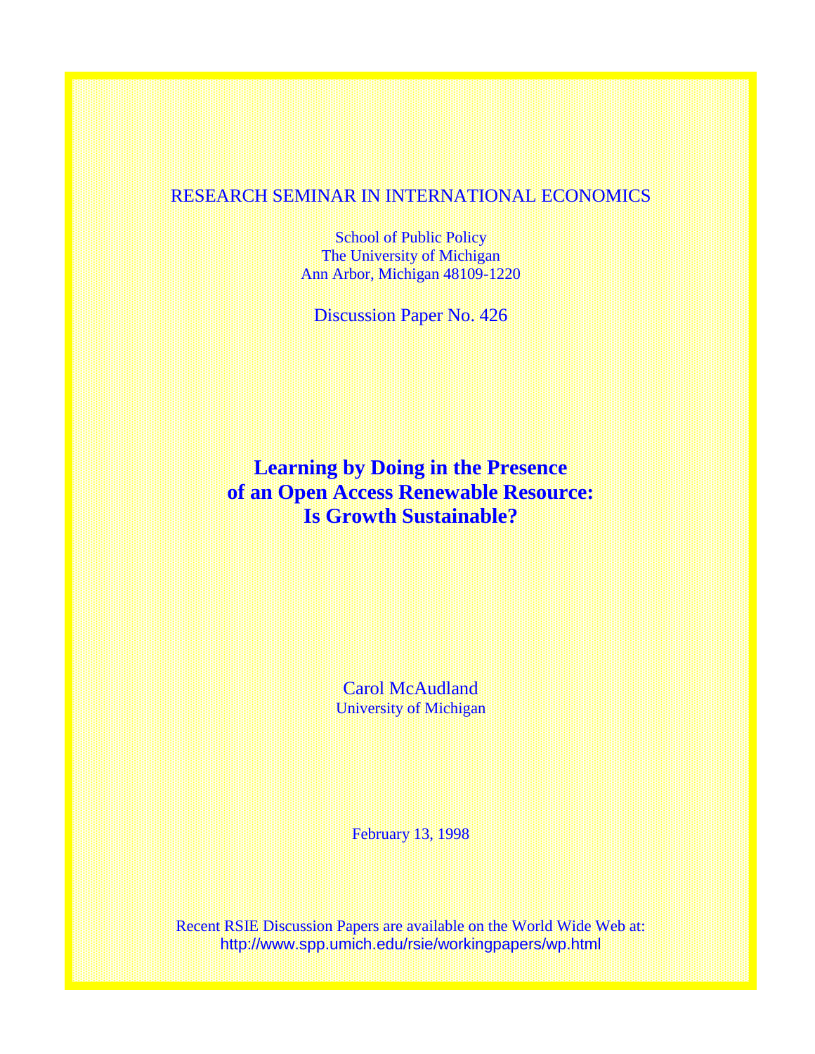RESEARCH SEMINAR IN INTERNATIONAL ECONOMICS

School of Public Policy
The University of Michigan
Ann Arbor, Michigan 48109-1220

Discussion Paper No. 426

# Learning by Doing in the Presence of an Open Access Renewable Resource: Is Growth Sustainable?

Carol McAudland
University of Michigan

February 13, 1998

Recent RSIE Discussion Papers are available on the World Wide Web at:
http://www.spp.umich.edu/rsie/workingpapers/wp.html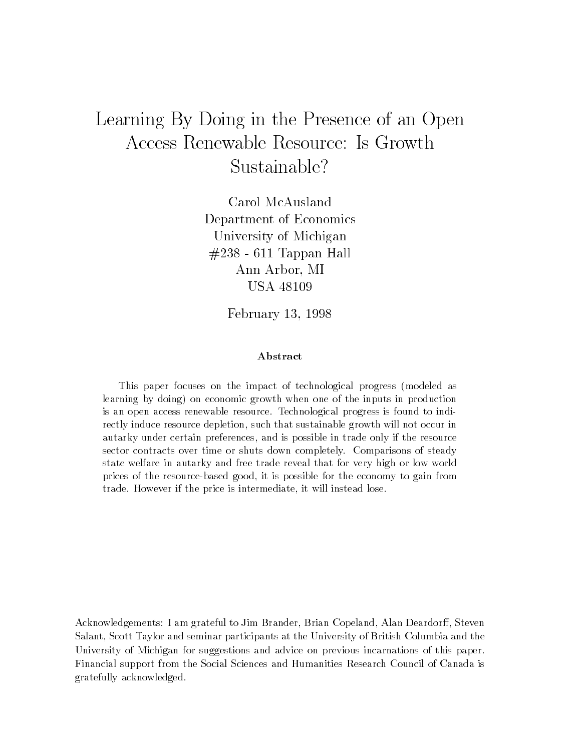# Learning By Doing in the Presence of an Open Access Renewable Resource: Is Growth Sustainable?

Carol McAusland
Department of Economics
University of Michigan
#238 - 611 Tappan Hall
Ann Arbor, MI
USA 48109

February 13, 1998

### Abstract

This paper focuses on the impact of technological progress (modeled as learning by doing) on economic growth when one of the inputs in production is an open access renewable resource. Technological progress is found to indirectly induce resource depletion, such that sustainable growth will not occur in autarky under certain preferences, and is possible in trade only if the resource sector contracts over time or shuts down completely. Comparisons of steady state welfare in autarky and free trade reveal that for very high or low world prices of the resource-based good, it is possible for the economy to gain from trade. However if the price is intermediate, it will instead lose.

Acknowledgements: I am grateful to Jim Brander, Brian Copeland, Alan Deardorff, Steven Salant, Scott Taylor and seminar participants at the University of British Columbia and the University of Michigan for suggestions and advice on previous incarnations of this paper. Financial support from the Social Sciences and Humanities Research Council of Canada is gratefully acknowledged.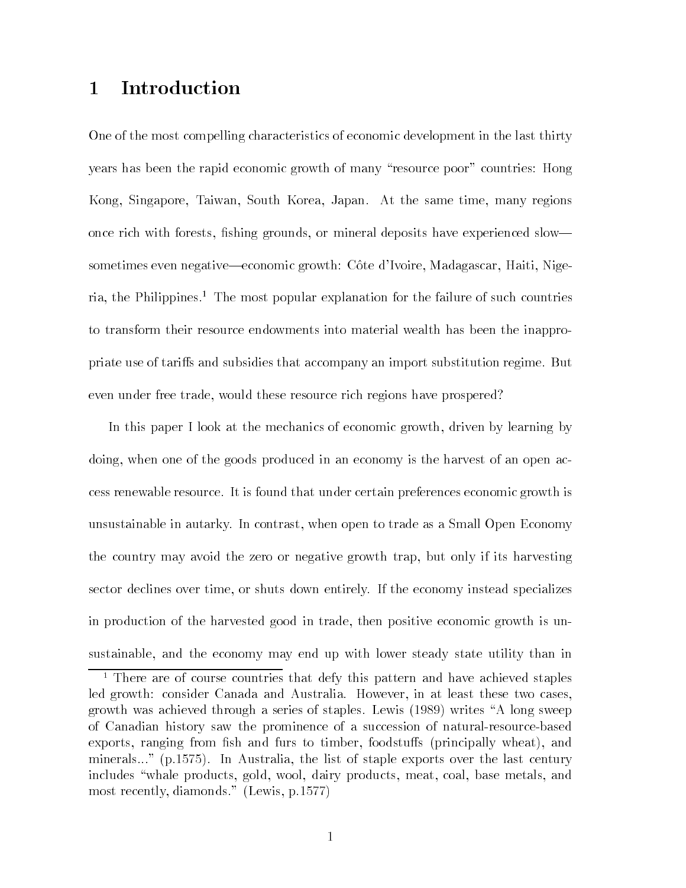# 1 Introduction

One of the most compelling characteristics of economic development in the last thirty years has been the rapid economic growth of many "resource poor" countries: Hong Kong, Singapore, Taiwan, South Korea, Japan. At the same time, many regions once rich with forests, fishing grounds, or mineral deposits have experienced slow—sometimes even negative—economic growth: Côte d'Ivoire, Madagascar, Haiti, Nigeria, the Philippines.[1] The most popular explanation for the failure of such countries to transform their resource endowments into material wealth has been the inappropriate use of tariffs and subsidies that accompany an import substitution regime. But even under free trade, would these resource rich regions have prospered?

In this paper I look at the mechanics of economic growth, driven by learning by doing, when one of the goods produced in an economy is the harvest of an open access renewable resource. It is found that under certain preferences economic growth is unsustainable in autarky. In contrast, when open to trade as a Small Open Economy the country may avoid the zero or negative growth trap, but only if its harvesting sector declines over time, or shuts down entirely. If the economy instead specializes in production of the harvested good in trade, then positive economic growth is unsustainable, and the economy may end up with lower steady state utility than in

[1] There are of course countries that defy this pattern and have achieved staples led growth: consider Canada and Australia. However, in at least these two cases, growth was achieved through a series of staples. Lewis (1989) writes "A long sweep of Canadian history saw the prominence of a succession of natural-resource-based exports, ranging from fish and furs to timber, foodstuffs (principally wheat), and minerals..." (p.1575). In Australia, the list of staple exports over the last century includes "whale products, gold, wool, dairy products, meat, coal, base metals, and most recently, diamonds." (Lewis, p.1577)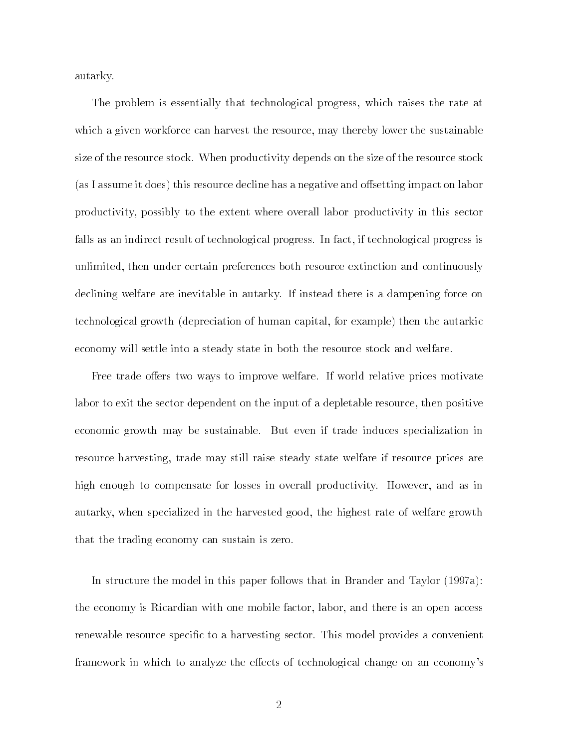autarky.

The problem is essentially that technological progress, which raises the rate at which a given workforce can harvest the resource, may thereby lower the sustainable size of the resource stock. When productivity depends on the size of the resource stock (as I assume it does) this resource decline has a negative and offsetting impact on labor productivity, possibly to the extent where overall labor productivity in this sector falls as an indirect result of technological progress. In fact, if technological progress is unlimited, then under certain preferences both resource extinction and continuously declining welfare are inevitable in autarky. If instead there is a dampening force on technological growth (depreciation of human capital, for example) then the autarkic economy will settle into a steady state in both the resource stock and welfare.

Free trade offers two ways to improve welfare. If world relative prices motivate labor to exit the sector dependent on the input of a depletable resource, then positive economic growth may be sustainable. But even if trade induces specialization in resource harvesting, trade may still raise steady state welfare if resource prices are high enough to compensate for losses in overall productivity. However, and as in autarky, when specialized in the harvested good, the highest rate of welfare growth that the trading economy can sustain is zero.

In structure the model in this paper follows that in Brander and Taylor (1997a): the economy is Ricardian with one mobile factor, labor, and there is an open access renewable resource specific to a harvesting sector. This model provides a convenient framework in which to analyze the effects of technological change on an economy's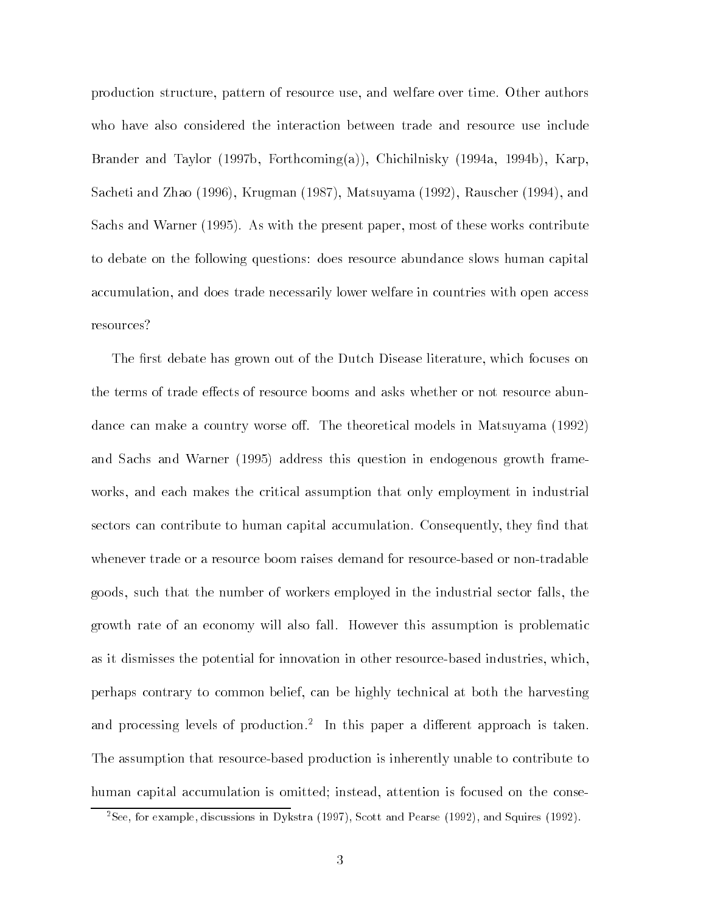production structure, pattern of resource use, and welfare over time. Other authors who have also considered the interaction between trade and resource use include Brander and Taylor (1997b, Forthcoming(a)), Chichilnisky (1994a, 1994b), Karp, Sacheti and Zhao (1996), Krugman (1987), Matsuyama (1992), Rauscher (1994), and Sachs and Warner (1995). As with the present paper, most of these works contribute to debate on the following questions: does resource abundance slows human capital accumulation, and does trade necessarily lower welfare in countries with open access resources?

The first debate has grown out of the Dutch Disease literature, which focuses on the terms of trade effects of resource booms and asks whether or not resource abundance can make a country worse off. The theoretical models in Matsuyama (1992) and Sachs and Warner (1995) address this question in endogenous growth frameworks, and each makes the critical assumption that only employment in industrial sectors can contribute to human capital accumulation. Consequently, they find that whenever trade or a resource boom raises demand for resource-based or non-tradable goods, such that the number of workers employed in the industrial sector falls, the growth rate of an economy will also fall. However this assumption is problematic as it dismisses the potential for innovation in other resource-based industries, which, perhaps contrary to common belief, can be highly technical at both the harvesting and processing levels of production.[2] In this paper a different approach is taken. The assumption that resource-based production is inherently unable to contribute to human capital accumulation is omitted; instead, attention is focused on the conse-

[2]See, for example, discussions in Dykstra (1997), Scott and Pearse (1992), and Squires (1992).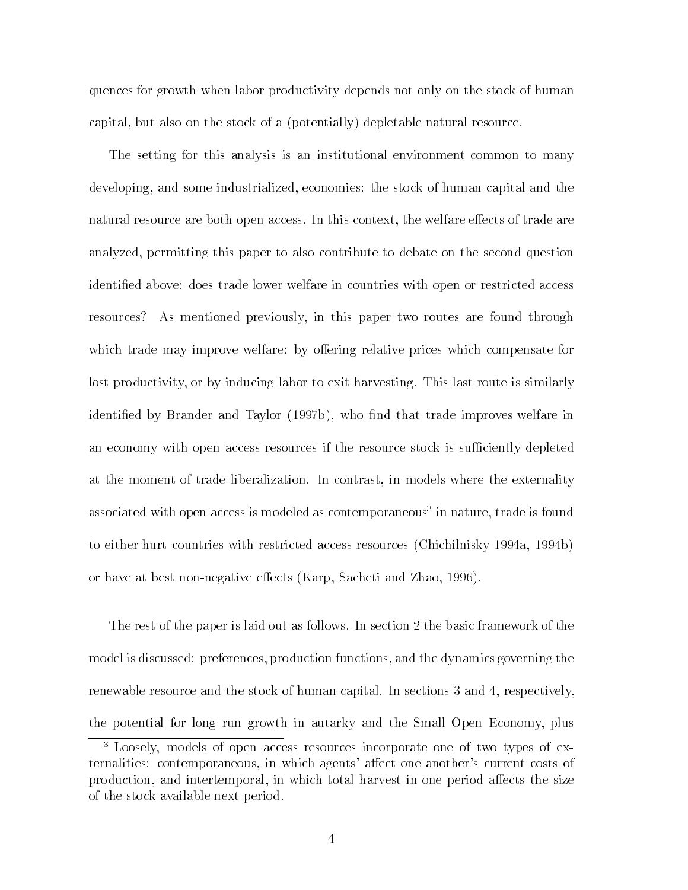quences for growth when labor productivity depends not only on the stock of human capital, but also on the stock of a (potentially) depletable natural resource.

The setting for this analysis is an institutional environment common to many developing, and some industrialized, economies: the stock of human capital and the natural resource are both open access. In this context, the welfare effects of trade are analyzed, permitting this paper to also contribute to debate on the second question identified above: does trade lower welfare in countries with open or restricted access resources? As mentioned previously, in this paper two routes are found through which trade may improve welfare: by offering relative prices which compensate for lost productivity, or by inducing labor to exit harvesting. This last route is similarly identified by Brander and Taylor (1997b), who find that trade improves welfare in an economy with open access resources if the resource stock is sufficiently depleted at the moment of trade liberalization. In contrast, in models where the externality associated with open access is modeled as contemporaneous[3] in nature, trade is found to either hurt countries with restricted access resources (Chichilnisky 1994a, 1994b) or have at best non-negative effects (Karp, Sacheti and Zhao, 1996).

The rest of the paper is laid out as follows. In section 2 the basic framework of the model is discussed: preferences, production functions, and the dynamics governing the renewable resource and the stock of human capital. In sections 3 and 4, respectively, the potential for long run growth in autarky and the Small Open Economy, plus

[3] Loosely, models of open access resources incorporate one of two types of externalities: contemporaneous, in which agents' affect one another's current costs of production, and intertemporal, in which total harvest in one period affects the size of the stock available next period.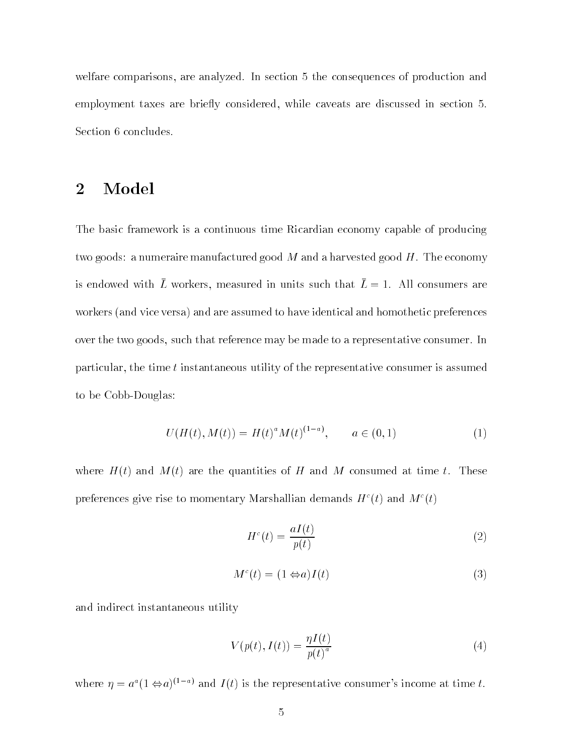welfare comparisons, are analyzed. In section 5 the consequences of production and employment taxes are briefly considered, while caveats are discussed in section 5. Section 6 concludes.

## 2 Model

The basic framework is a continuous time Ricardian economy capable of producing two goods: a numeraire manufactured good $M$ and a harvested good $H$. The economy is endowed with $\bar{L}$ workers, measured in units such that $\bar{L} = 1$. All consumers are workers (and vice versa) and are assumed to have identical and homothetic preferences over the two goods, such that reference may be made to a representative consumer. In particular, the time $t$ instantaneous utility of the representative consumer is assumed to be Cobb-Douglas:

$$U(H(t), M(t)) = H(t)^a M(t)^{(1-a)}, \qquad a \in (0,1) \tag{1}$$

where $H(t)$ and $M(t)$ are the quantities of $H$ and $M$ consumed at time $t$. These preferences give rise to momentary Marshallian demands $H^c(t)$ and $M^c(t)$

$$H^c(t) = \frac{aI(t)}{p(t)} \tag{2}$$

$$M^c(t) = (1 - a)I(t) \tag{3}$$

and indirect instantaneous utility

$$V(p(t), I(t)) = \frac{\eta I(t)}{p(t)^a} \tag{4}$$

where $\eta = a^a(1 - a)^{(1-a)}$ and $I(t)$ is the representative consumer's income at time $t$.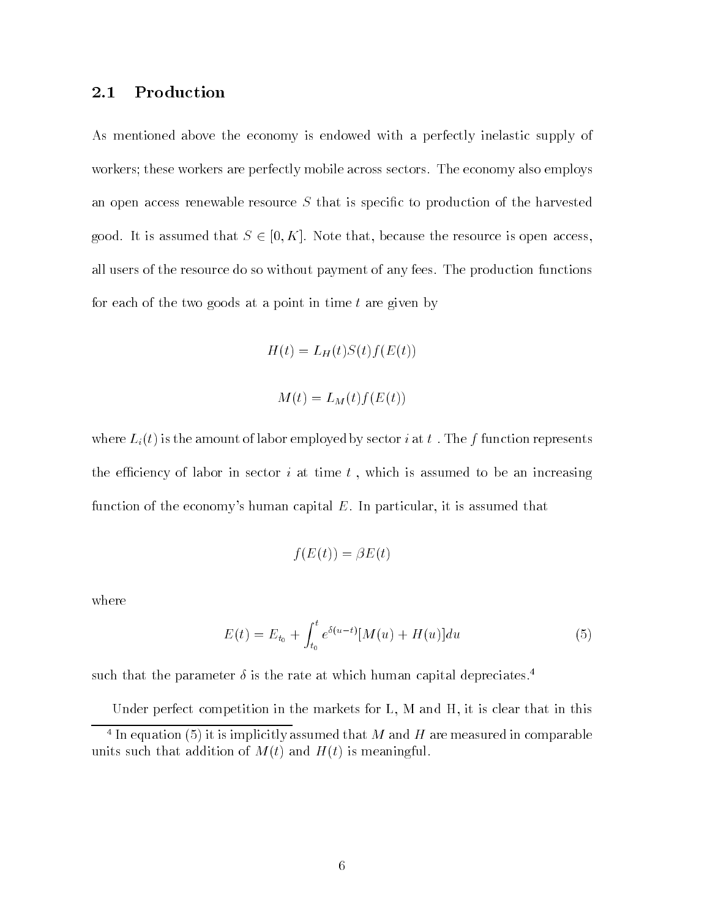## 2.1 Production

As mentioned above the economy is endowed with a perfectly inelastic supply of workers; these workers are perfectly mobile across sectors. The economy also employs an open access renewable resource $S$ that is specific to production of the harvested good. It is assumed that $S \in [0, K]$. Note that, because the resource is open access, all users of the resource do so without payment of any fees. The production functions for each of the two goods at a point in time $t$ are given by

$$H(t) = L_H(t)S(t)f(E(t))$$

$$M(t) = L_M(t)f(E(t))$$

where $L_i(t)$ is the amount of labor employed by sector $i$ at $t$ . The $f$ function represents the efficiency of labor in sector $i$ at time $t$ , which is assumed to be an increasing function of the economy's human capital $E$. In particular, it is assumed that

$$f(E(t)) = \beta E(t)$$

where

$$E(t) = E_{t_0} + \int_{t_0}^{t} e^{\delta(u-t)}[M(u) + H(u)]du \tag{5}$$

such that the parameter $\delta$ is the rate at which human capital depreciates.[4]

Under perfect competition in the markets for L, M and H, it is clear that in this

[4] In equation (5) it is implicitly assumed that $M$ and $H$ are measured in comparable units such that addition of $M(t)$ and $H(t)$ is meaningful.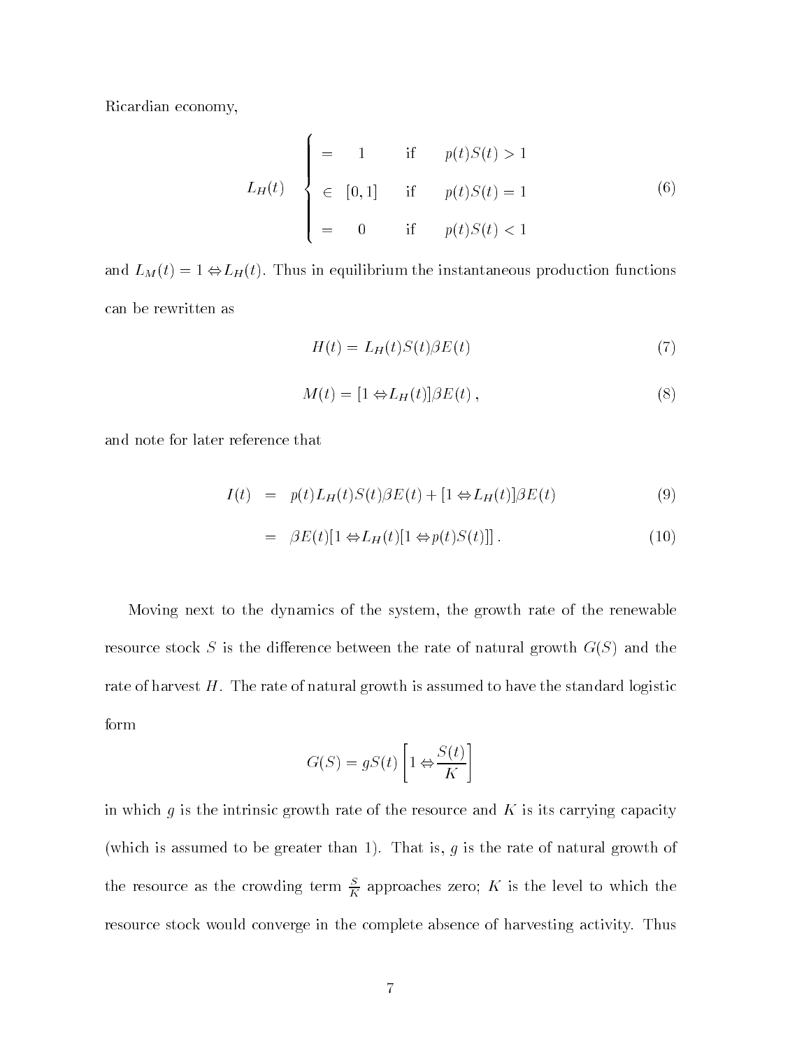Ricardian economy,

$$
L_H(t) \quad \begin{cases} = \quad 1 & \text{if} \quad p(t)S(t) > 1 \\ \in \quad [0,1] & \text{if} \quad p(t)S(t) = 1 \\ = \quad 0 & \text{if} \quad p(t)S(t) < 1 \end{cases} \tag{6}
$$

and $L_M(t) = 1 - L_H(t)$. Thus in equilibrium the instantaneous production functions can be rewritten as

$$
H(t) = L_H(t)S(t)\beta E(t) \tag{7}
$$

$$
M(t) = [1 - L_H(t)]\beta E(t)\,, \tag{8}
$$

and note for later reference that

$$
\begin{aligned}
I(t) &= p(t)L_H(t)S(t)\beta E(t) + [1 - L_H(t)]\beta E(t) &\quad (9)\\
&= \beta E(t)[1 - L_H(t)[1 - p(t)S(t)]]\,. &\quad (10)
\end{aligned}
$$

Moving next to the dynamics of the system, the growth rate of the renewable resource stock $S$ is the difference between the rate of natural growth $G(S)$ and the rate of harvest $H$. The rate of natural growth is assumed to have the standard logistic form

$$
G(S) = gS(t)\left[1 - \frac{S(t)}{K}\right]
$$

in which $g$ is the intrinsic growth rate of the resource and $K$ is its carrying capacity (which is assumed to be greater than 1). That is, $g$ is the rate of natural growth of the resource as the crowding term $\frac{S}{K}$ approaches zero; $K$ is the level to which the resource stock would converge in the complete absence of harvesting activity. Thus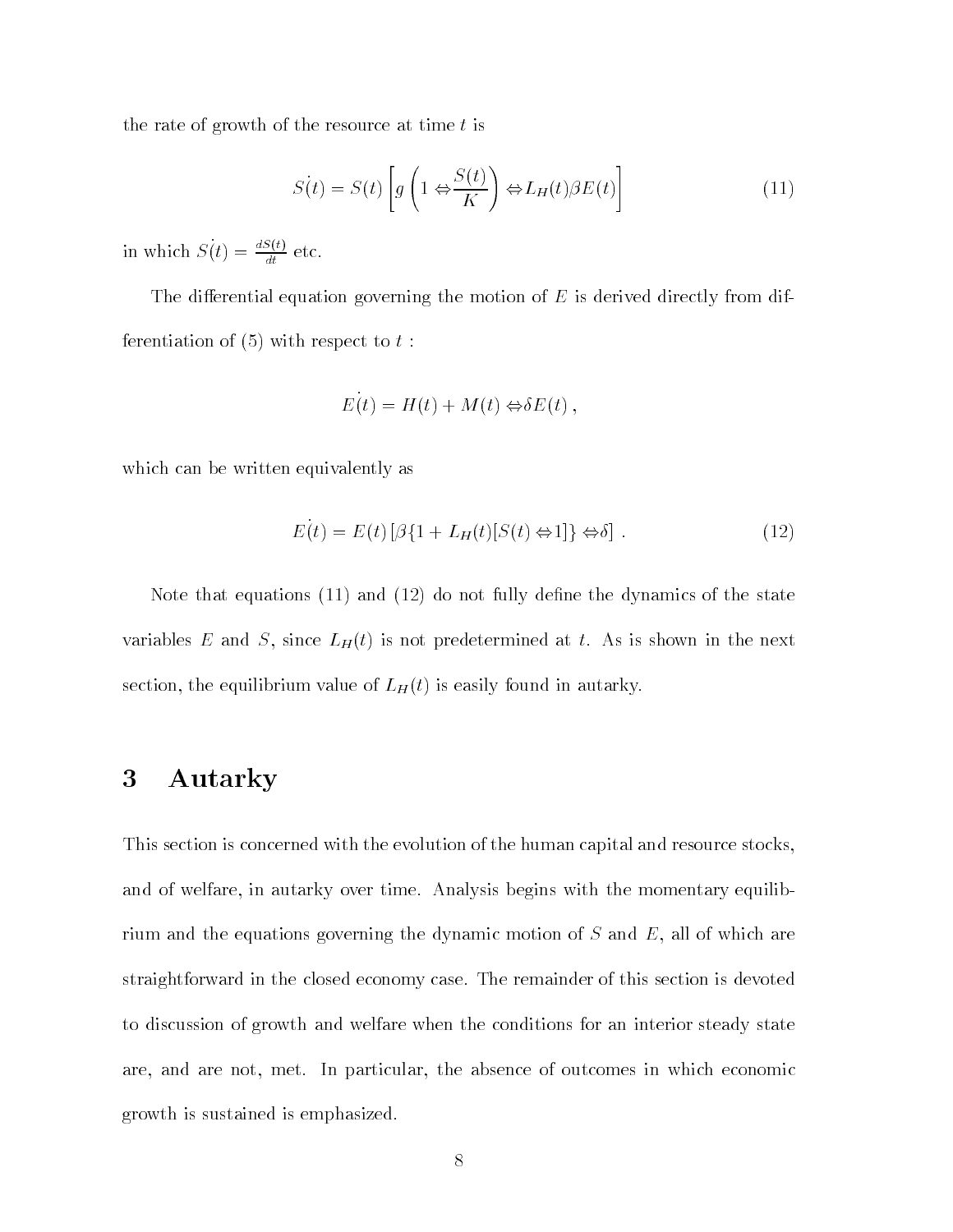the rate of growth of the resource at time $t$ is

$$\dot{S(t)} = S(t) \left[ g \left( 1 - \frac{S(t)}{K} \right) - L_H(t) \beta E(t) \right] \tag{11}$$

in which $\dot{S(t)} = \frac{dS(t)}{dt}$ etc.

The differential equation governing the motion of $E$ is derived directly from differentiation of (5) with respect to $t$ :

$$\dot{E(t)} = H(t) + M(t) - \delta E(t) \, ,$$

which can be written equivalently as

$$\dot{E(t)} = E(t) \left[ \beta \{ 1 + L_H(t) [S(t) - 1] \} - \delta \right] \, . \tag{12}$$

Note that equations (11) and (12) do not fully define the dynamics of the state variables $E$ and $S$, since $L_H(t)$ is not predetermined at $t$. As is shown in the next section, the equilibrium value of $L_H(t)$ is easily found in autarky.

# 3 Autarky

This section is concerned with the evolution of the human capital and resource stocks, and of welfare, in autarky over time. Analysis begins with the momentary equilibrium and the equations governing the dynamic motion of $S$ and $E$, all of which are straightforward in the closed economy case. The remainder of this section is devoted to discussion of growth and welfare when the conditions for an interior steady state are, and are not, met. In particular, the absence of outcomes in which economic growth is sustained is emphasized.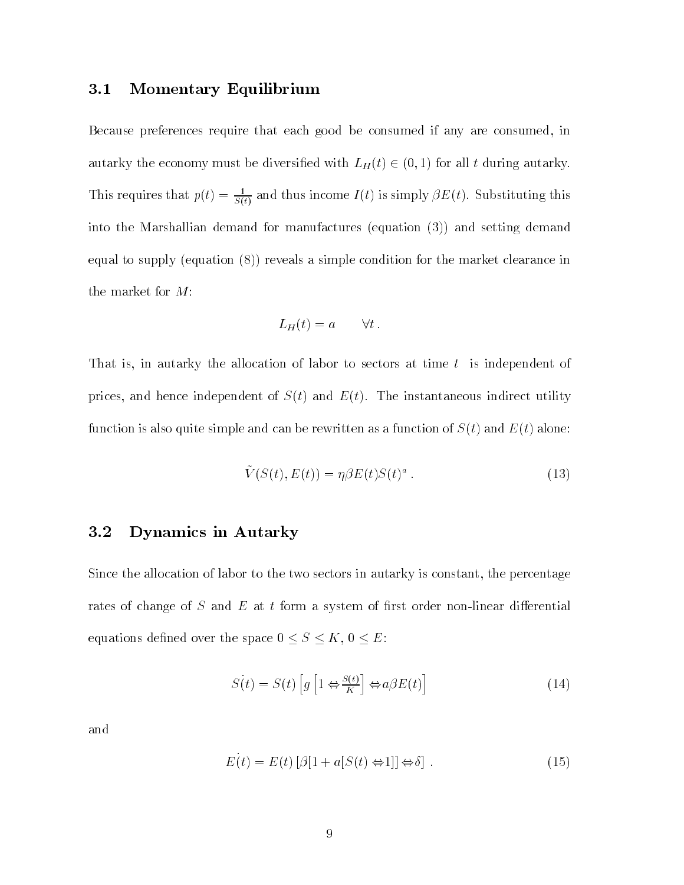### 3.1 Momentary Equilibrium

Because preferences require that each good be consumed if any are consumed, in autarky the economy must be diversified with $L_H(t) \in (0, 1)$ for all $t$ during autarky. This requires that $p(t) = \frac{1}{S(t)}$ and thus income $I(t)$ is simply $\beta E(t)$. Substituting this into the Marshallian demand for manufactures (equation (3)) and setting demand equal to supply (equation (8)) reveals a simple condition for the market clearance in the market for $M$:

$$L_H(t) = a \qquad \forall t .$$

That is, in autarky the allocation of labor to sectors at time $t$ is independent of prices, and hence independent of $S(t)$ and $E(t)$. The instantaneous indirect utility function is also quite simple and can be rewritten as a function of $S(t)$ and $E(t)$ alone:

$$\tilde{V}(S(t), E(t)) = \eta \beta E(t) S(t)^a . \tag{13}$$

### 3.2 Dynamics in Autarky

Since the allocation of labor to the two sectors in autarky is constant, the percentage rates of change of $S$ and $E$ at $t$ form a system of first order non-linear differential equations defined over the space $0 \leq S \leq K$, $0 \leq E$:

$$\dot{S}(t) = S(t) \left[ g \left[ 1 - \frac{S(t)}{K} \right] - a\beta E(t) \right] \tag{14}$$

and

$$\dot{E}(t) = E(t) \left[ \beta [1 + a[S(t) - 1]] - \delta \right] . \tag{15}$$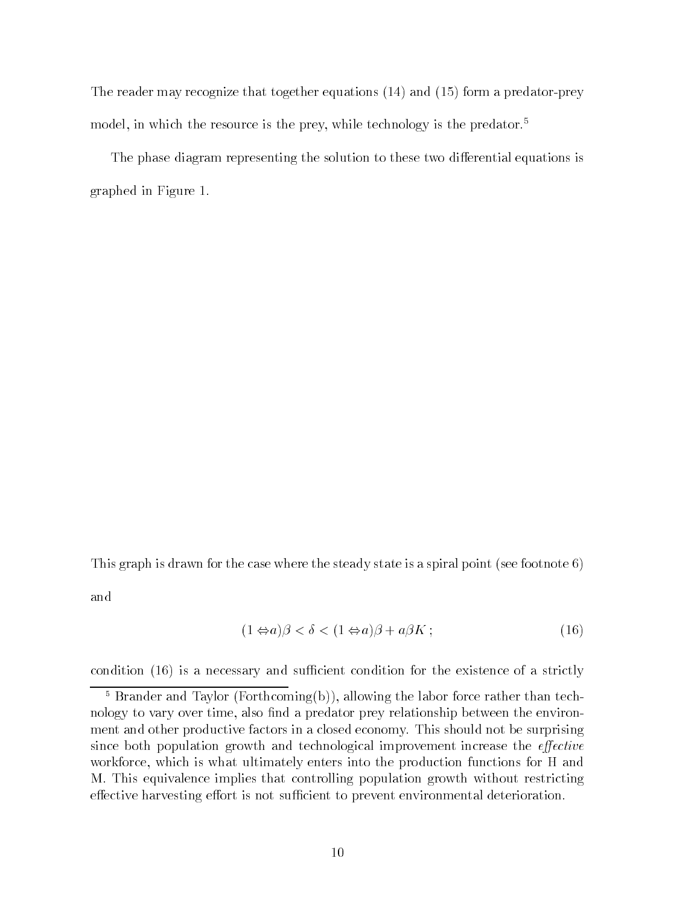The reader may recognize that together equations (14) and (15) form a predator-prey model, in which the resource is the prey, while technology is the predator.[5]

The phase diagram representing the solution to these two differential equations is graphed in Figure 1.

This graph is drawn for the case where the steady state is a spiral point (see footnote 6) and

$$(1 - a)\beta < \delta < (1 - a)\beta + a\beta K\,; \tag{16}$$

condition (16) is a necessary and sufficient condition for the existence of a strictly

[5] Brander and Taylor (Forthcoming(b)), allowing the labor force rather than technology to vary over time, also find a predator prey relationship between the environment and other productive factors in a closed economy. This should not be surprising since both population growth and technological improvement increase the *effective* workforce, which is what ultimately enters into the production functions for H and M. This equivalence implies that controlling population growth without restricting effective harvesting effort is not sufficient to prevent environmental deterioration.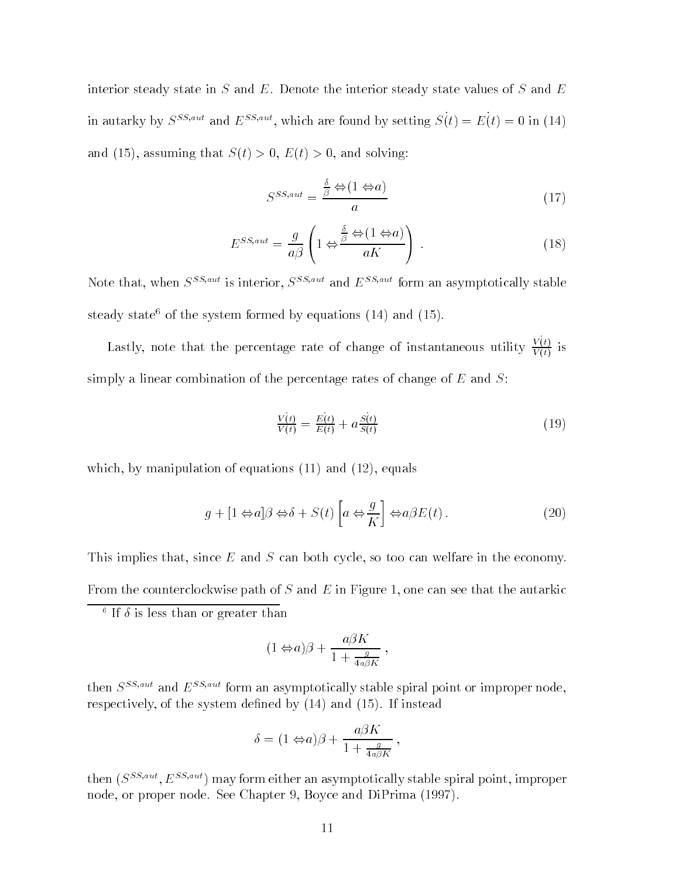interior steady state in $S$ and $E$. Denote the interior steady state values of $S$ and $E$ in autarky by $S^{SS,aut}$ and $E^{SS,aut}$, which are found by setting $\dot{S(t)} = \dot{E(t)} = 0$ in (14) and (15), assuming that $S(t) > 0$, $E(t) > 0$, and solving:

$$S^{SS,aut} = \frac{\frac{\delta}{\beta} - (1 - a)}{a} \tag{17}$$

$$E^{SS,aut} = \frac{g}{a\beta}\left(1 - \frac{\frac{\delta}{\beta} - (1 - a)}{aK}\right) . \tag{18}$$

Note that, when $S^{SS,aut}$ is interior, $S^{SS,aut}$ and $E^{SS,aut}$ form an asymptotically stable steady state[6] of the system formed by equations (14) and (15).

Lastly, note that the percentage rate of change of instantaneous utility $\frac{\dot{V(t)}}{V(t)}$ is simply a linear combination of the percentage rates of change of $E$ and $S$:

$$\frac{\dot{V(t)}}{V(t)} = \frac{\dot{E(t)}}{E(t)} + a\frac{\dot{S(t)}}{S(t)} \tag{19}$$

which, by manipulation of equations (11) and (12), equals

$$g + [1 - a]\beta - \delta + S(t)\left[a - \frac{g}{K}\right] - a\beta E(t) . \tag{20}$$

This implies that, since $E$ and $S$ can both cycle, so too can welfare in the economy. From the counterclockwise path of $S$ and $E$ in Figure 1, one can see that the autarkic

---

[6] If $\delta$ is less than or greater than

$$(1 - a)\beta + \frac{a\beta K}{1 + \frac{g}{4a\beta K}} ,$$

then $S^{SS,aut}$ and $E^{SS,aut}$ form an asymptotically stable spiral point or improper node, respectively, of the system defined by (14) and (15). If instead

$$\delta = (1 - a)\beta + \frac{a\beta K}{1 + \frac{g}{4a\beta K}} ,$$

then $(S^{SS,aut}, E^{SS,aut})$ may form either an asymptotically stable spiral point, improper node, or proper node. See Chapter 9, Boyce and DiPrima (1997).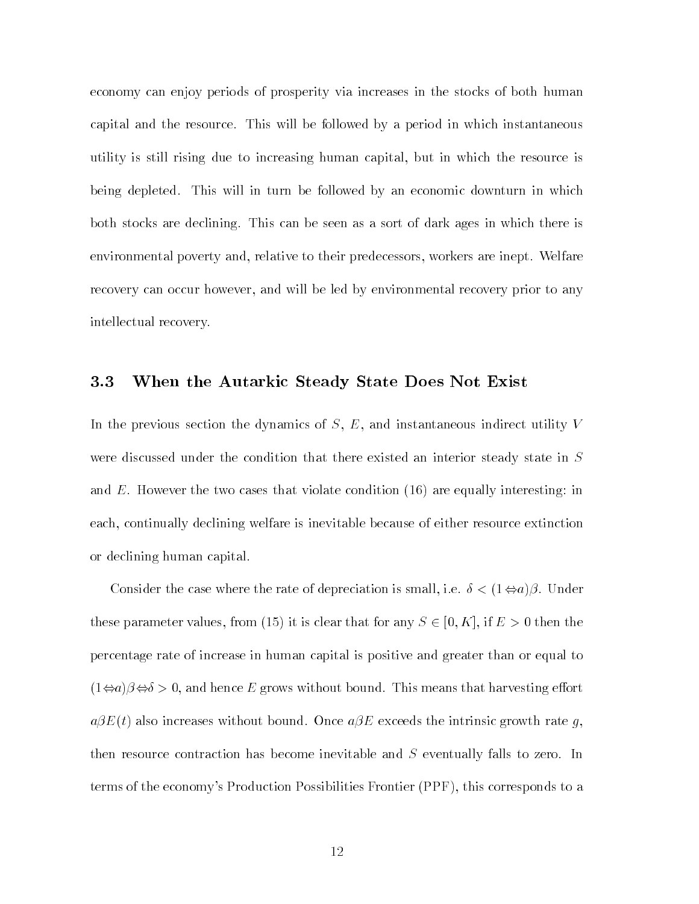economy can enjoy periods of prosperity via increases in the stocks of both human capital and the resource. This will be followed by a period in which instantaneous utility is still rising due to increasing human capital, but in which the resource is being depleted. This will in turn be followed by an economic downturn in which both stocks are declining. This can be seen as a sort of dark ages in which there is environmental poverty and, relative to their predecessors, workers are inept. Welfare recovery can occur however, and will be led by environmental recovery prior to any intellectual recovery.

### 3.3 When the Autarkic Steady State Does Not Exist

In the previous section the dynamics of $S$, $E$, and instantaneous indirect utility $V$ were discussed under the condition that there existed an interior steady state in $S$ and $E$. However the two cases that violate condition (16) are equally interesting: in each, continually declining welfare is inevitable because of either resource extinction or declining human capital.

Consider the case where the rate of depreciation is small, i.e. $\delta < (1-a)\beta$. Under these parameter values, from (15) it is clear that for any $S \in [0, K]$, if $E > 0$ then the percentage rate of increase in human capital is positive and greater than or equal to $(1-a)\beta - \delta > 0$, and hence $E$ grows without bound. This means that harvesting effort $a\beta E(t)$ also increases without bound. Once $a\beta E$ exceeds the intrinsic growth rate $g$, then resource contraction has become inevitable and $S$ eventually falls to zero. In terms of the economy's Production Possibilities Frontier (PPF), this corresponds to a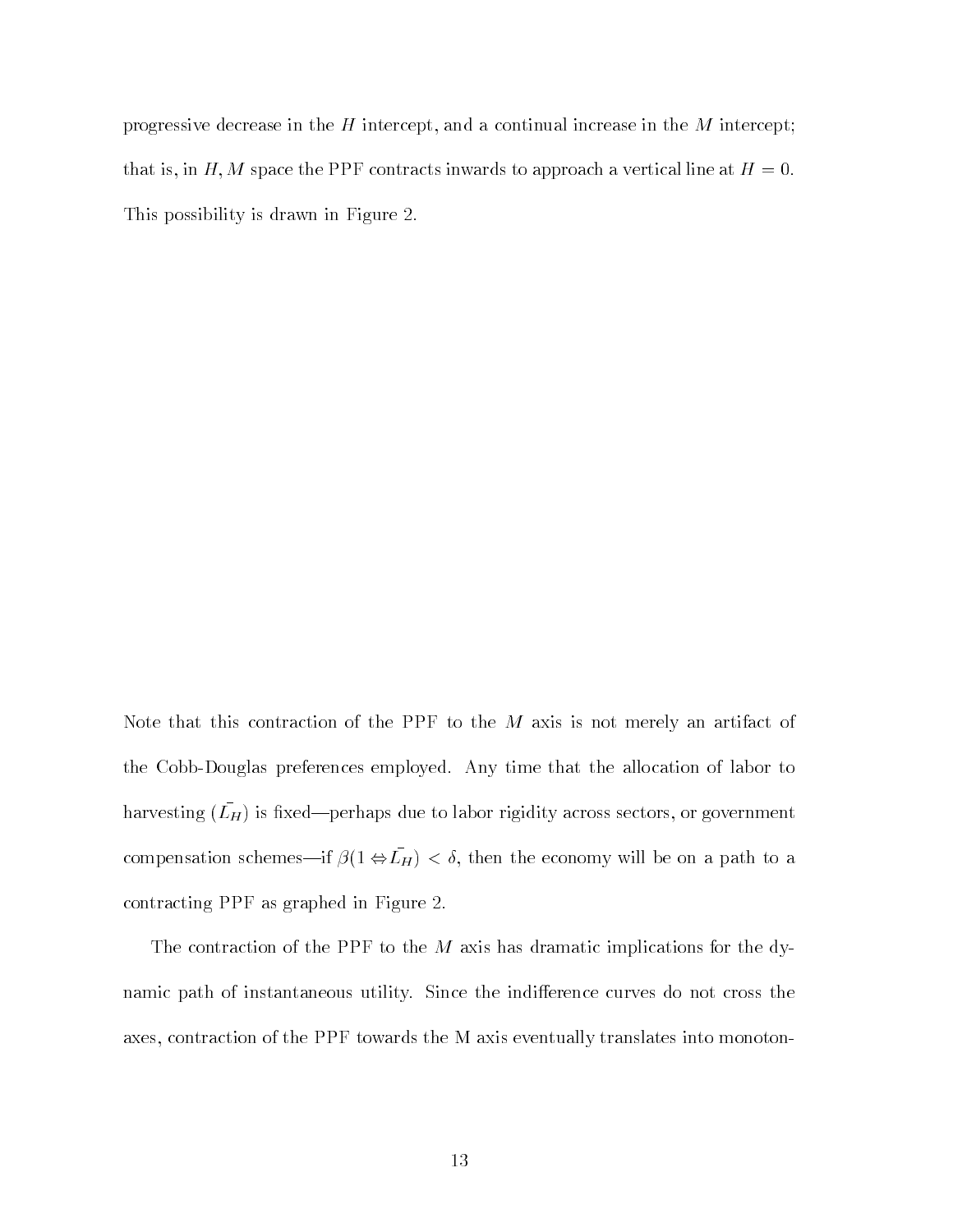progressive decrease in the $H$ intercept, and a continual increase in the $M$ intercept; that is, in $H, M$ space the PPF contracts inwards to approach a vertical line at $H = 0$. This possibility is drawn in Figure 2.

Note that this contraction of the PPF to the $M$ axis is not merely an artifact of the Cobb-Douglas preferences employed. Any time that the allocation of labor to harvesting ($\bar{L_H}$) is fixed—perhaps due to labor rigidity across sectors, or government compensation schemes—if $\beta(1 \Leftrightarrow \bar{L_H}) < \delta$, then the economy will be on a path to a contracting PPF as graphed in Figure 2.

The contraction of the PPF to the $M$ axis has dramatic implications for the dynamic path of instantaneous utility. Since the indifference curves do not cross the axes, contraction of the PPF towards the M axis eventually translates into monoton-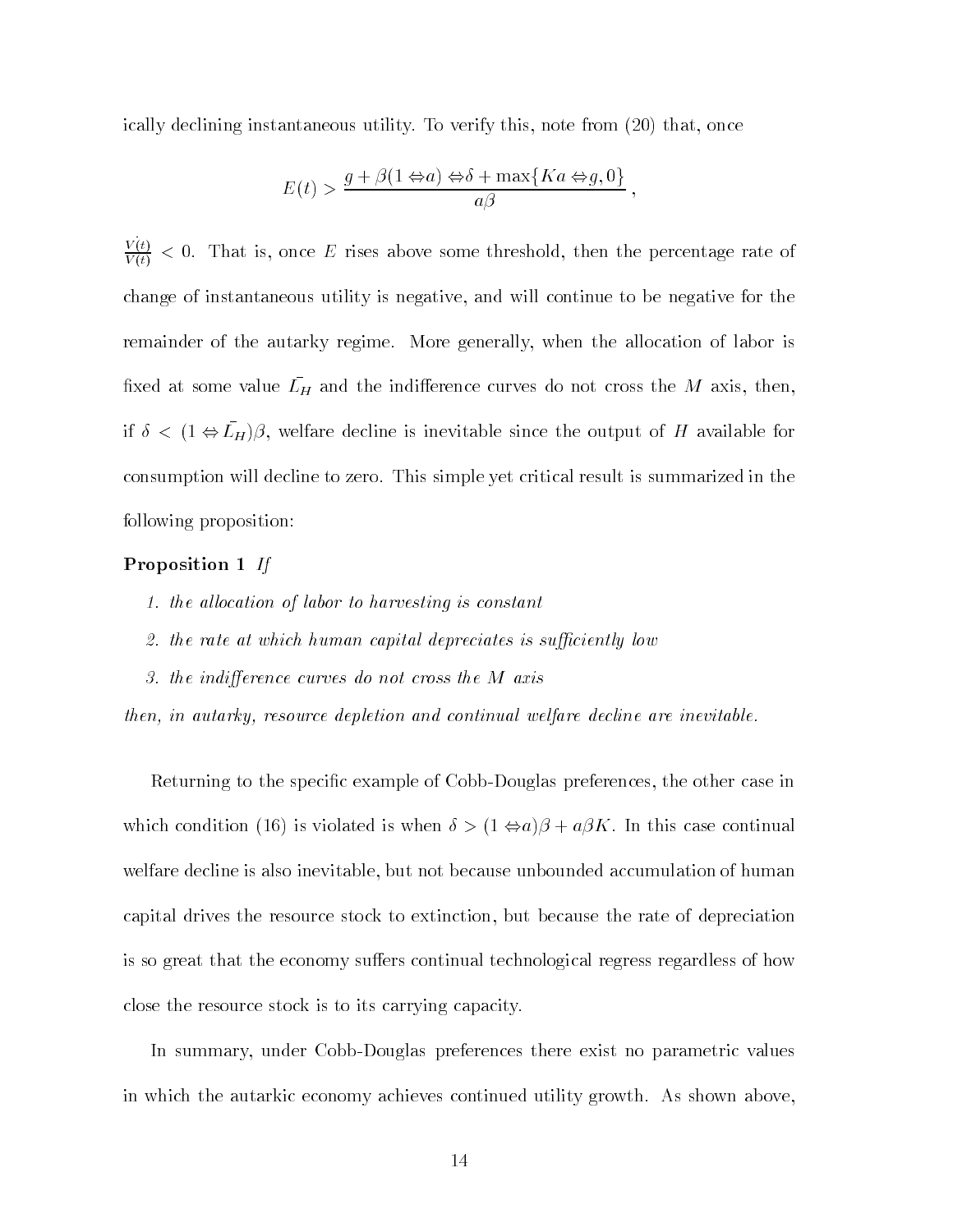ically declining instantaneous utility. To verify this, note from (20) that, once

$$E(t) > \frac{g + \beta(1 - a) - \delta + \max\{Ka - g, 0\}}{a\beta},$$

$\frac{\dot{V}(t)}{V(t)} < 0$. That is, once $E$ rises above some threshold, then the percentage rate of change of instantaneous utility is negative, and will continue to be negative for the remainder of the autarky regime. More generally, when the allocation of labor is fixed at some value $\bar{L_H}$ and the indifference curves do not cross the $M$ axis, then, if $\delta < (1 - \bar{L_H})\beta$, welfare decline is inevitable since the output of $H$ available for consumption will decline to zero. This simple yet critical result is summarized in the following proposition:

**Proposition 1** *If*

1. *the allocation of labor to harvesting is constant*
2. *the rate at which human capital depreciates is sufficiently low*
3. *the indifference curves do not cross the $M$ axis*

*then, in autarky, resource depletion and continual welfare decline are inevitable.*

Returning to the specific example of Cobb-Douglas preferences, the other case in which condition (16) is violated is when $\delta > (1 - a)\beta + a\beta K$. In this case continual welfare decline is also inevitable, but not because unbounded accumulation of human capital drives the resource stock to extinction, but because the rate of depreciation is so great that the economy suffers continual technological regress regardless of how close the resource stock is to its carrying capacity.

In summary, under Cobb-Douglas preferences there exist no parametric values in which the autarkic economy achieves continued utility growth. As shown above,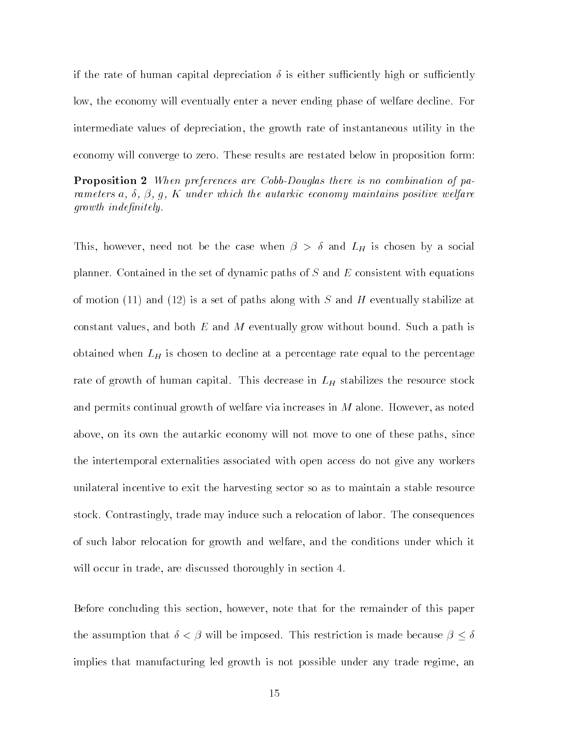if the rate of human capital depreciation $\delta$ is either sufficiently high or sufficiently low, the economy will eventually enter a never ending phase of welfare decline. For intermediate values of depreciation, the growth rate of instantaneous utility in the economy will converge to zero. These results are restated below in proposition form:

**Proposition 2** *When preferences are Cobb-Douglas there is no combination of parameters $a$, $\delta$, $\beta$, $g$, $K$ under which the autarkic economy maintains positive welfare growth indefinitely.*

This, however, need not be the case when $\beta > \delta$ and $L_H$ is chosen by a social planner. Contained in the set of dynamic paths of $S$ and $E$ consistent with equations of motion (11) and (12) is a set of paths along with $S$ and $H$ eventually stabilize at constant values, and both $E$ and $M$ eventually grow without bound. Such a path is obtained when $L_H$ is chosen to decline at a percentage rate equal to the percentage rate of growth of human capital. This decrease in $L_H$ stabilizes the resource stock and permits continual growth of welfare via increases in $M$ alone. However, as noted above, on its own the autarkic economy will not move to one of these paths, since the intertemporal externalities associated with open access do not give any workers unilateral incentive to exit the harvesting sector so as to maintain a stable resource stock. Contrastingly, trade may induce such a relocation of labor. The consequences of such labor relocation for growth and welfare, and the conditions under which it will occur in trade, are discussed thoroughly in section 4.

Before concluding this section, however, note that for the remainder of this paper the assumption that $\delta < \beta$ will be imposed. This restriction is made because $\beta \leq \delta$ implies that manufacturing led growth is not possible under any trade regime, an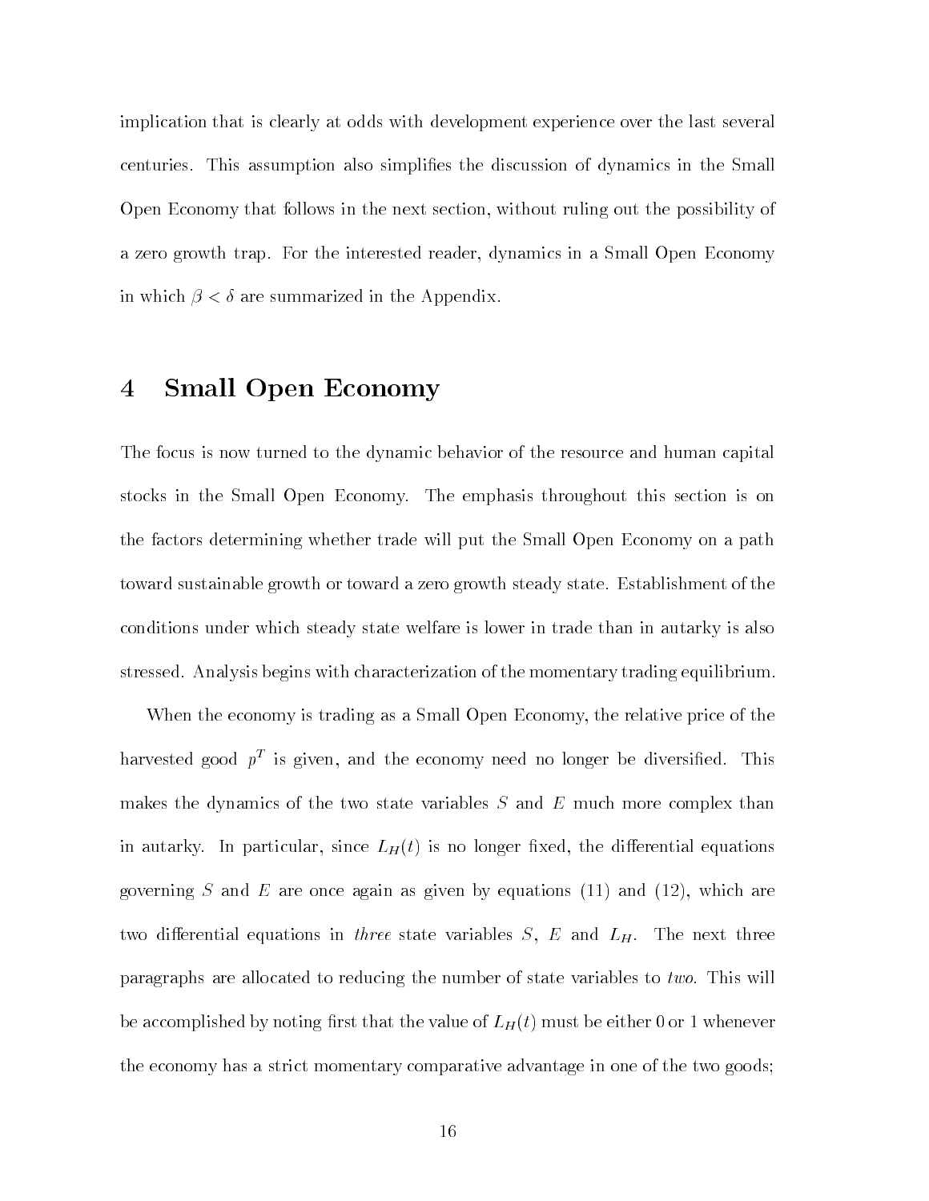implication that is clearly at odds with development experience over the last several centuries. This assumption also simplifies the discussion of dynamics in the Small Open Economy that follows in the next section, without ruling out the possibility of a zero growth trap. For the interested reader, dynamics in a Small Open Economy in which $\beta < \delta$ are summarized in the Appendix.

# 4 Small Open Economy

The focus is now turned to the dynamic behavior of the resource and human capital stocks in the Small Open Economy. The emphasis throughout this section is on the factors determining whether trade will put the Small Open Economy on a path toward sustainable growth or toward a zero growth steady state. Establishment of the conditions under which steady state welfare is lower in trade than in autarky is also stressed. Analysis begins with characterization of the momentary trading equilibrium.

When the economy is trading as a Small Open Economy, the relative price of the harvested good $p^T$ is given, and the economy need no longer be diversified. This makes the dynamics of the two state variables $S$ and $E$ much more complex than in autarky. In particular, since $L_H(t)$ is no longer fixed, the differential equations governing $S$ and $E$ are once again as given by equations (11) and (12), which are two differential equations in *three* state variables $S$, $E$ and $L_H$. The next three paragraphs are allocated to reducing the number of state variables to *two*. This will be accomplished by noting first that the value of $L_H(t)$ must be either 0 or 1 whenever the economy has a strict momentary comparative advantage in one of the two goods;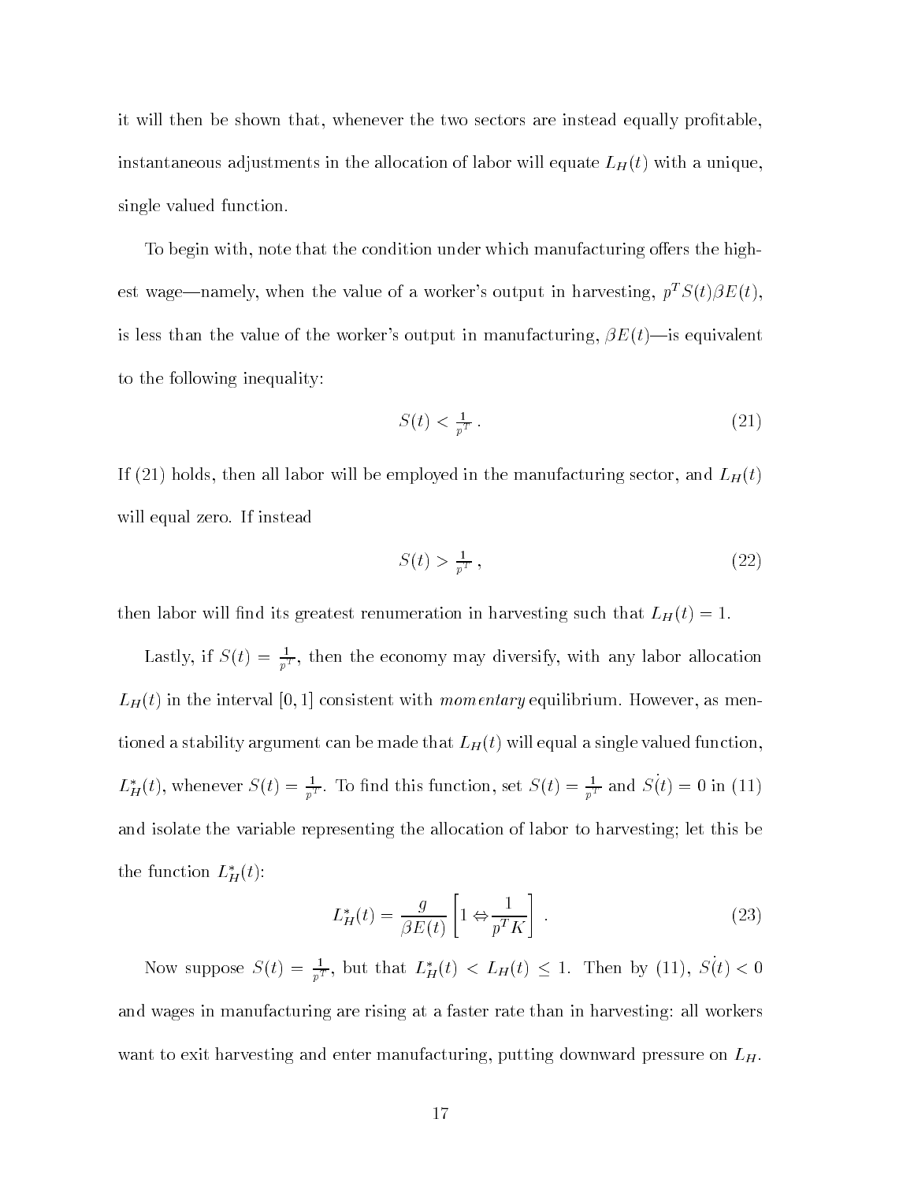it will then be shown that, whenever the two sectors are instead equally profitable, instantaneous adjustments in the allocation of labor will equate $L_H(t)$ with a unique, single valued function.

To begin with, note that the condition under which manufacturing offers the highest wage—namely, when the value of a worker's output in harvesting, $p^T S(t)\beta E(t)$, is less than the value of the worker's output in manufacturing, $\beta E(t)$—is equivalent to the following inequality:

$$S(t) < \tfrac{1}{p^T}\,. \tag{21}$$

If (21) holds, then all labor will be employed in the manufacturing sector, and $L_H(t)$ will equal zero. If instead

$$S(t) > \tfrac{1}{p^T}\,, \tag{22}$$

then labor will find its greatest renumeration in harvesting such that $L_H(t) = 1$.

Lastly, if $S(t) = \frac{1}{p^T}$, then the economy may diversify, with any labor allocation $L_H(t)$ in the interval $[0, 1]$ consistent with *momentary* equilibrium. However, as mentioned a stability argument can be made that $L_H(t)$ will equal a single valued function, $L_H^*(t)$, whenever $S(t) = \frac{1}{p^T}$. To find this function, set $S(t) = \frac{1}{p^T}$ and $\dot{S}(t) = 0$ in (11) and isolate the variable representing the allocation of labor to harvesting; let this be the function $L_H^*(t)$:

$$L_H^*(t) = \frac{g}{\beta E(t)}\left[1 \Leftrightarrow \frac{1}{p^T K}\right]\,. \tag{23}$$

Now suppose $S(t) = \frac{1}{p^T}$, but that $L_H^*(t) < L_H(t) \leq 1$. Then by (11), $\dot{S}(t) < 0$ and wages in manufacturing are rising at a faster rate than in harvesting: all workers want to exit harvesting and enter manufacturing, putting downward pressure on $L_H$.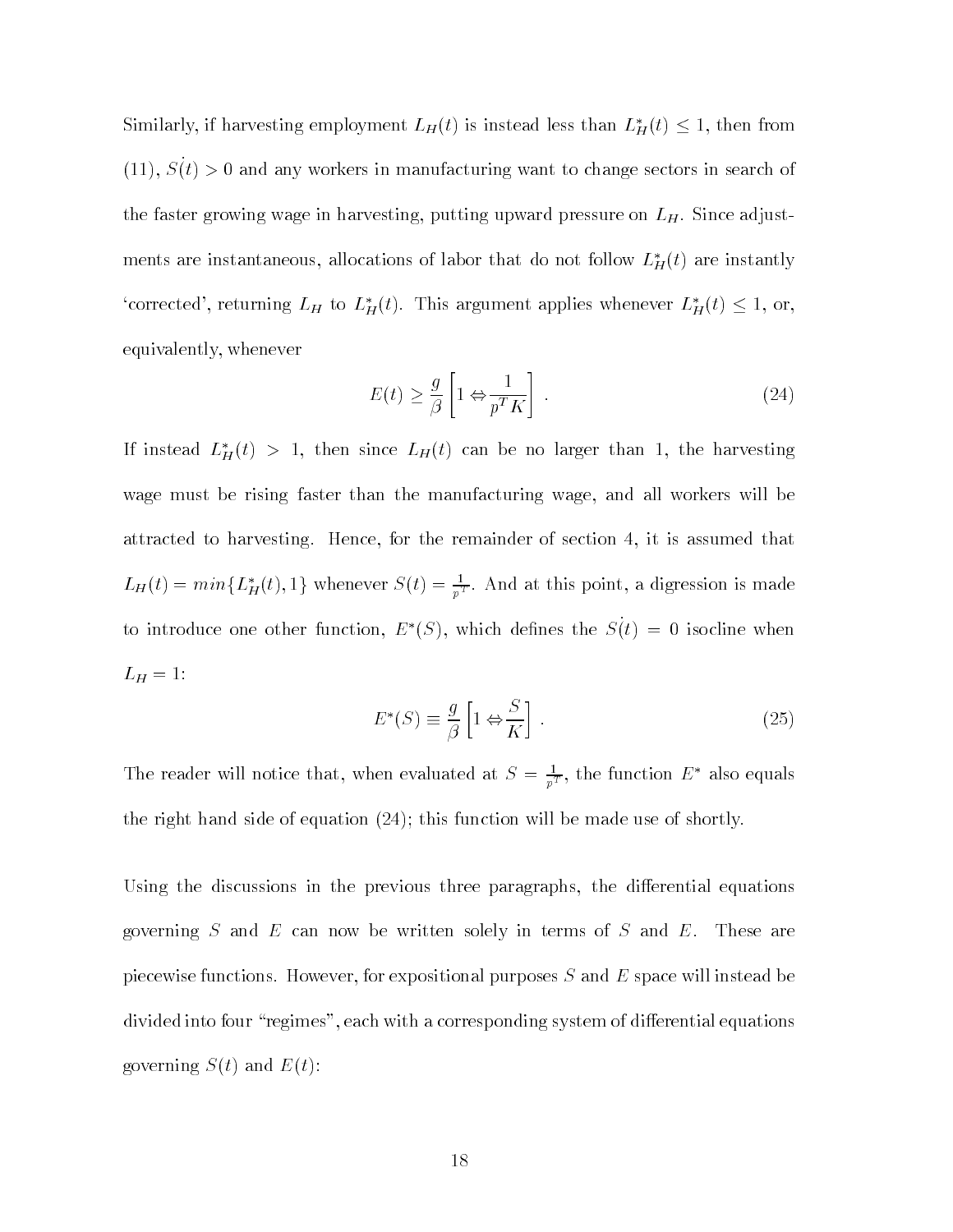Similarly, if harvesting employment $L_H(t)$ is instead less than $L_H^*(t) \leq 1$, then from (11), $\dot{S}(t) > 0$ and any workers in manufacturing want to change sectors in search of the faster growing wage in harvesting, putting upward pressure on $L_H$. Since adjustments are instantaneous, allocations of labor that do not follow $L_H^*(t)$ are instantly 'corrected', returning $L_H$ to $L_H^*(t)$. This argument applies whenever $L_H^*(t) \leq 1$, or, equivalently, whenever

$$E(t) \geq \frac{g}{\beta}\left[1 \Leftrightarrow \frac{1}{p^T K}\right] . \tag{24}$$

If instead $L_H^*(t) > 1$, then since $L_H(t)$ can be no larger than 1, the harvesting wage must be rising faster than the manufacturing wage, and all workers will be attracted to harvesting. Hence, for the remainder of section 4, it is assumed that $L_H(t) = min\{L_H^*(t), 1\}$ whenever $S(t) = \frac{1}{p^T}$. And at this point, a digression is made to introduce one other function, $E^*(S)$, which defines the $\dot{S}(t) = 0$ isocline when $L_H = 1$:

$$E^*(S) \equiv \frac{g}{\beta}\left[1 \Leftrightarrow \frac{S}{K}\right] . \tag{25}$$

The reader will notice that, when evaluated at $S = \frac{1}{p^T}$, the function $E^*$ also equals the right hand side of equation (24); this function will be made use of shortly.

Using the discussions in the previous three paragraphs, the differential equations governing $S$ and $E$ can now be written solely in terms of $S$ and $E$. These are piecewise functions. However, for expositional purposes $S$ and $E$ space will instead be divided into four "regimes", each with a corresponding system of differential equations governing $S(t)$ and $E(t)$: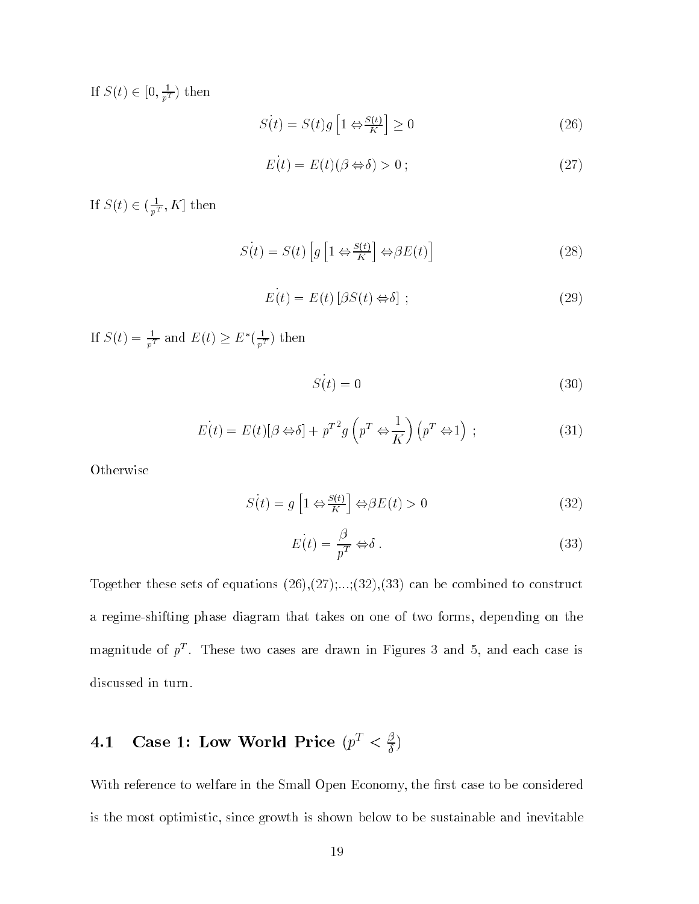If $S(t) \in [0, \frac{1}{p^T})$ then

$$\dot{S(t)} = S(t)g\left[1 \Leftrightarrow \frac{S(t)}{K}\right] \geq 0 \tag{26}$$

$$\dot{E(t)} = E(t)(\beta \Leftrightarrow \delta) > 0\ ; \tag{27}$$

If $S(t) \in (\frac{1}{p^T}, K]$ then

$$\dot{S(t)} = S(t)\left[g\left[1 \Leftrightarrow \frac{S(t)}{K}\right] \Leftrightarrow \beta E(t)\right] \tag{28}$$

$$\dot{E(t)} = E(t)\left[\beta S(t) \Leftrightarrow \delta\right]\ ; \tag{29}$$

If $S(t) = \frac{1}{p^T}$ and $E(t) \geq E^*(\frac{1}{p^T})$ then

$$\dot{S(t)} = 0 \tag{30}$$

$$\dot{E(t)} = E(t)[\beta \Leftrightarrow \delta] + {p^T}^2 g\left(p^T \Leftrightarrow \frac{1}{K}\right)\left(p^T \Leftrightarrow 1\right)\ ; \tag{31}$$

Otherwise

$$\dot{S(t)} = g\left[1 \Leftrightarrow \frac{S(t)}{K}\right] \Leftrightarrow \beta E(t) > 0 \tag{32}$$

$$\dot{E(t)} = \frac{\beta}{p^T} \Leftrightarrow \delta\ . \tag{33}$$

Together these sets of equations (26),(27);...;(32),(33) can be combined to construct a regime-shifting phase diagram that takes on one of two forms, depending on the magnitude of $p^T$. These two cases are drawn in Figures 3 and 5, and each case is discussed in turn.

## 4.1 Case 1: Low World Price ($p^T < \frac{\beta}{\delta}$)

With reference to welfare in the Small Open Economy, the first case to be considered is the most optimistic, since growth is shown below to be sustainable and inevitable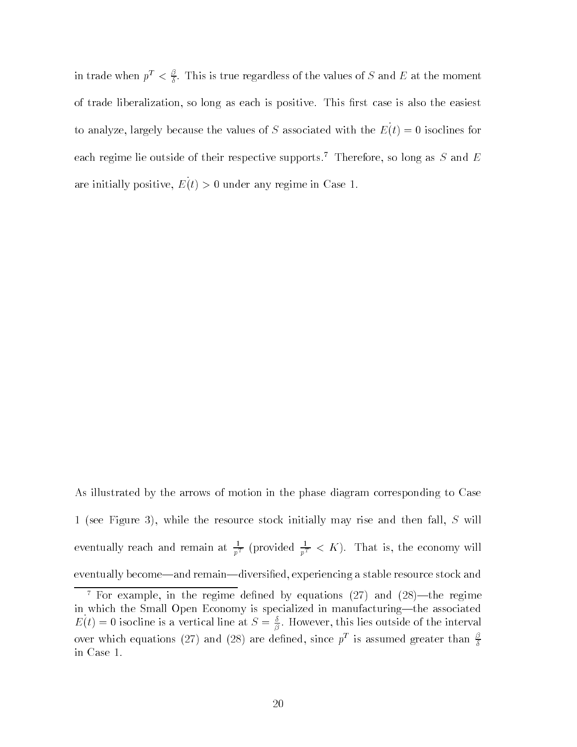in trade when $p^T < \frac{\beta}{\delta}$. This is true regardless of the values of $S$ and $E$ at the moment of trade liberalization, so long as each is positive. This first case is also the easiest to analyze, largely because the values of $S$ associated with the $\dot{E}(t) = 0$ isoclines for each regime lie outside of their respective supports.[7] Therefore, so long as $S$ and $E$ are initially positive, $\dot{E}(t) > 0$ under any regime in Case 1.

As illustrated by the arrows of motion in the phase diagram corresponding to Case 1 (see Figure 3), while the resource stock initially may rise and then fall, $S$ will eventually reach and remain at $\frac{1}{p^T}$ (provided $\frac{1}{p^T} < K$). That is, the economy will eventually become—and remain—diversified, experiencing a stable resource stock and

[7] For example, in the regime defined by equations (27) and (28)—the regime in which the Small Open Economy is specialized in manufacturing—the associated $\dot{E}(t) = 0$ isocline is a vertical line at $S = \frac{\delta}{\beta}$. However, this lies outside of the interval over which equations (27) and (28) are defined, since $p^T$ is assumed greater than $\frac{\beta}{\delta}$ in Case 1.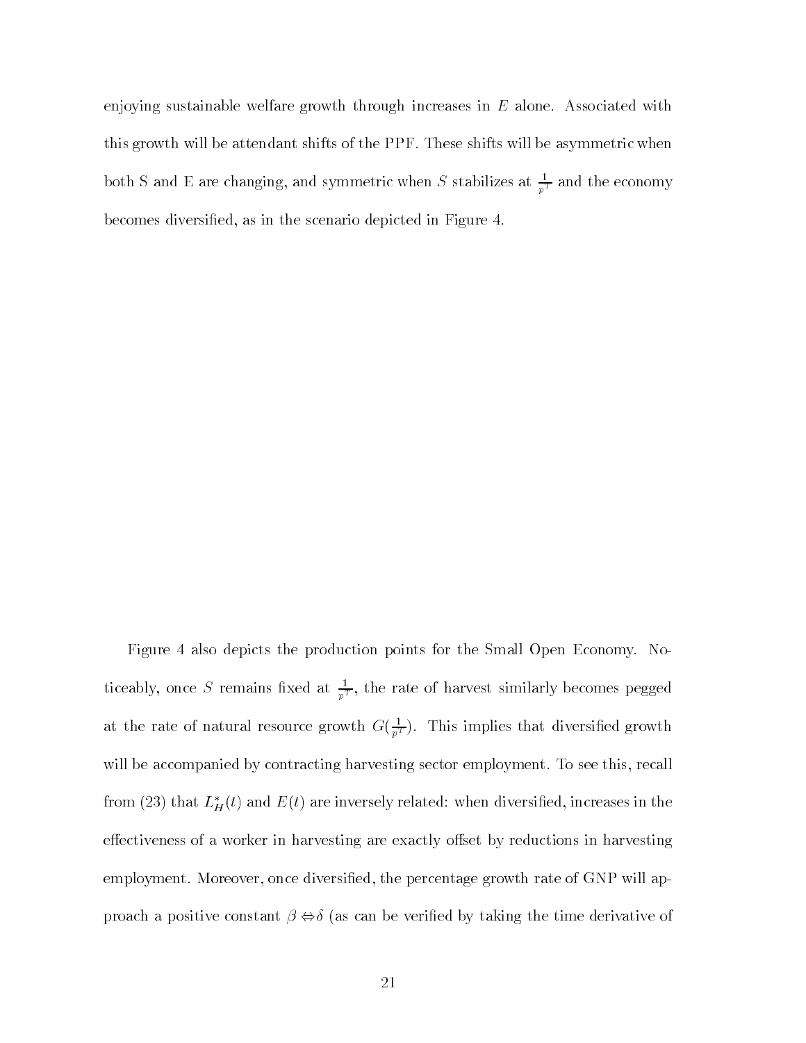enjoying sustainable welfare growth through increases in $E$ alone. Associated with this growth will be attendant shifts of the PPF. These shifts will be asymmetric when both S and E are changing, and symmetric when $S$ stabilizes at $\frac{1}{p^T}$ and the economy becomes diversified, as in the scenario depicted in Figure 4.

Figure 4 also depicts the production points for the Small Open Economy. Noticeably, once $S$ remains fixed at $\frac{1}{p^T}$, the rate of harvest similarly becomes pegged at the rate of natural resource growth $G(\frac{1}{p^T})$. This implies that diversified growth will be accompanied by contracting harvesting sector employment. To see this, recall from (23) that $L_H^*(t)$ and $E(t)$ are inversely related: when diversified, increases in the effectiveness of a worker in harvesting are exactly offset by reductions in harvesting employment. Moreover, once diversified, the percentage growth rate of GNP will approach a positive constant $\beta \Leftrightarrow \delta$ (as can be verified by taking the time derivative of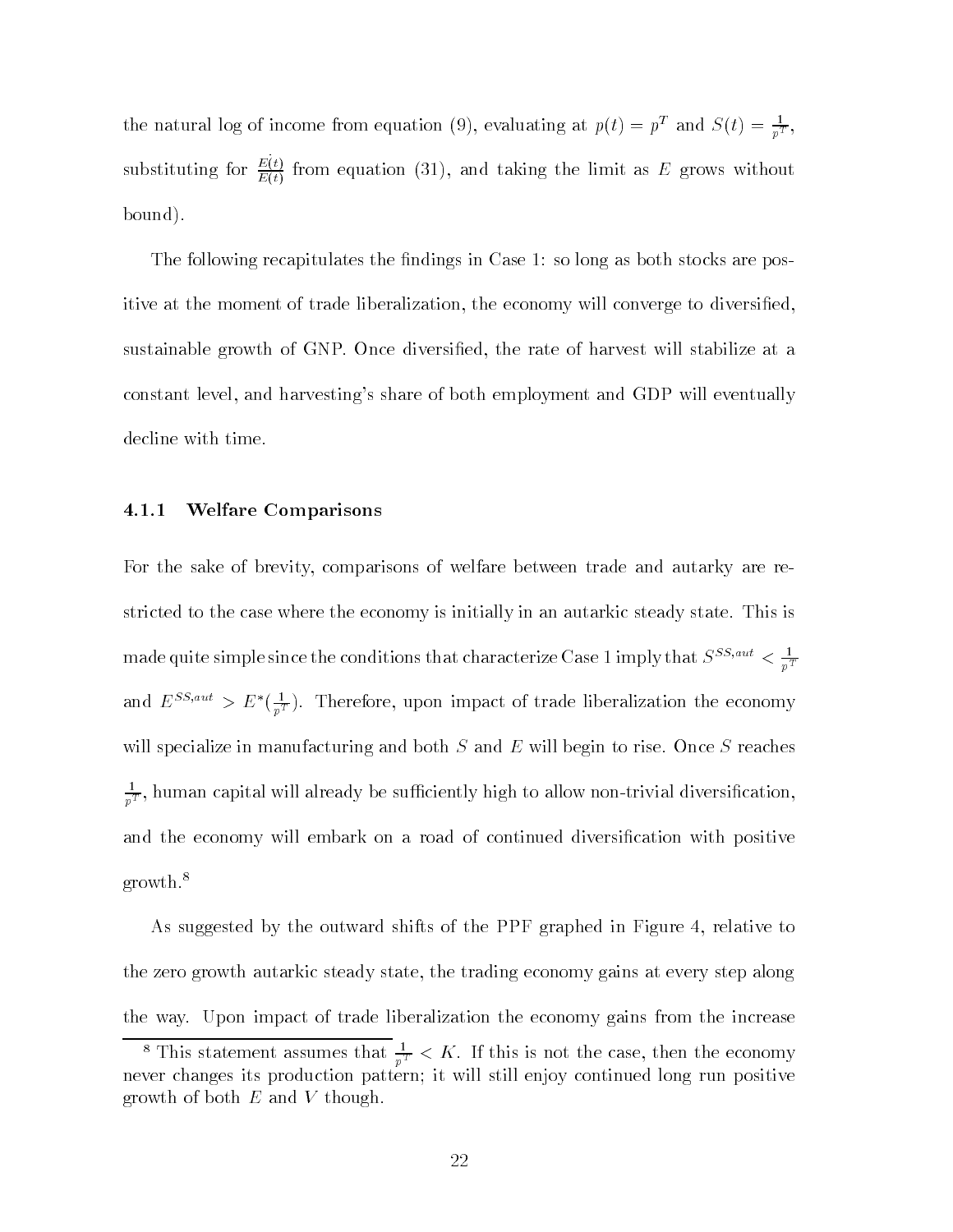the natural log of income from equation (9), evaluating at $p(t) = p^T$ and $S(t) = \frac{1}{p^T}$, substituting for $\frac{\dot{E}(t)}{E(t)}$ from equation (31), and taking the limit as $E$ grows without bound).

The following recapitulates the findings in Case 1: so long as both stocks are positive at the moment of trade liberalization, the economy will converge to diversified, sustainable growth of GNP. Once diversified, the rate of harvest will stabilize at a constant level, and harvesting's share of both employment and GDP will eventually decline with time.

### 4.1.1 Welfare Comparisons

For the sake of brevity, comparisons of welfare between trade and autarky are restricted to the case where the economy is initially in an autarkic steady state. This is made quite simple since the conditions that characterize Case 1 imply that $S^{SS,aut} < \frac{1}{p^T}$ and $E^{SS,aut} > E^*(\frac{1}{p^T})$. Therefore, upon impact of trade liberalization the economy will specialize in manufacturing and both $S$ and $E$ will begin to rise. Once $S$ reaches $\frac{1}{p^T}$, human capital will already be sufficiently high to allow non-trivial diversification, and the economy will embark on a road of continued diversification with positive growth.[8]

As suggested by the outward shifts of the PPF graphed in Figure 4, relative to the zero growth autarkic steady state, the trading economy gains at every step along the way. Upon impact of trade liberalization the economy gains from the increase

[8] This statement assumes that $\frac{1}{p^T} < K$. If this is not the case, then the economy never changes its production pattern; it will still enjoy continued long run positive growth of both $E$ and $V$ though.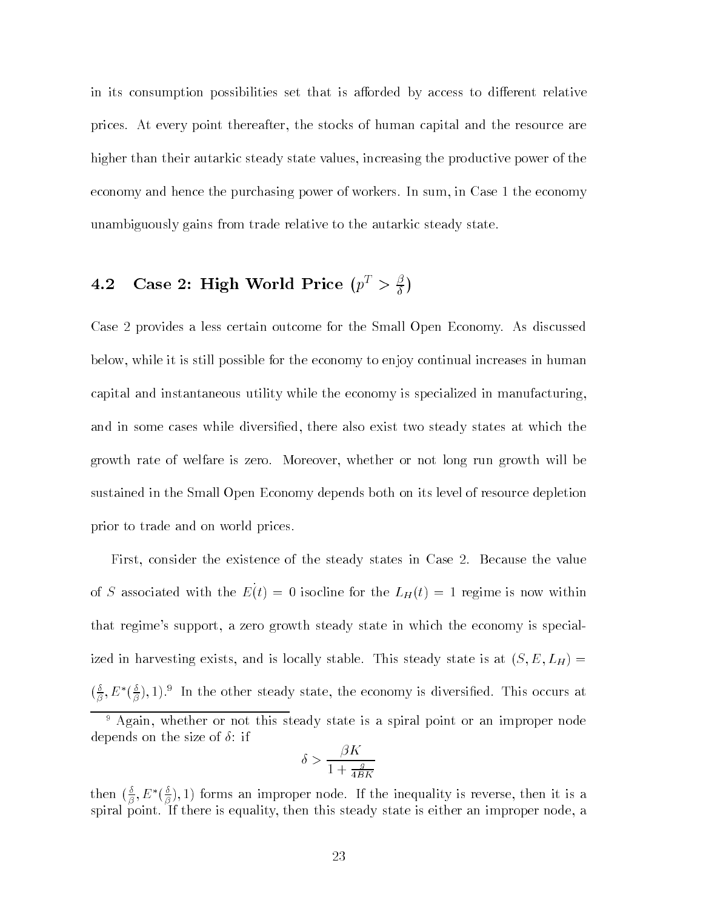in its consumption possibilities set that is afforded by access to different relative prices. At every point thereafter, the stocks of human capital and the resource are higher than their autarkic steady state values, increasing the productive power of the economy and hence the purchasing power of workers. In sum, in Case 1 the economy unambiguously gains from trade relative to the autarkic steady state.

## 4.2 Case 2: High World Price ($p^T > \frac{\beta}{\delta}$)

Case 2 provides a less certain outcome for the Small Open Economy. As discussed below, while it is still possible for the economy to enjoy continual increases in human capital and instantaneous utility while the economy is specialized in manufacturing, and in some cases while diversified, there also exist two steady states at which the growth rate of welfare is zero. Moreover, whether or not long run growth will be sustained in the Small Open Economy depends both on its level of resource depletion prior to trade and on world prices.

First, consider the existence of the steady states in Case 2. Because the value of $S$ associated with the $\dot{E(t)} = 0$ isocline for the $L_H(t) = 1$ regime is now within that regime's support, a zero growth steady state in which the economy is specialized in harvesting exists, and is locally stable. This steady state is at $(S, E, L_H) = (\frac{\delta}{\beta}, E^*(\frac{\delta}{\beta}), 1)$.[9] In the other steady state, the economy is diversified. This occurs at

[9] Again, whether or not this steady state is a spiral point or an improper node depends on the size of $\delta$: if

$$\delta > \frac{\beta K}{1 + \frac{g}{4BK}}$$

then $(\frac{\delta}{\beta}, E^*(\frac{\delta}{\beta}), 1)$ forms an improper node. If the inequality is reverse, then it is a spiral point. If there is equality, then this steady state is either an improper node, a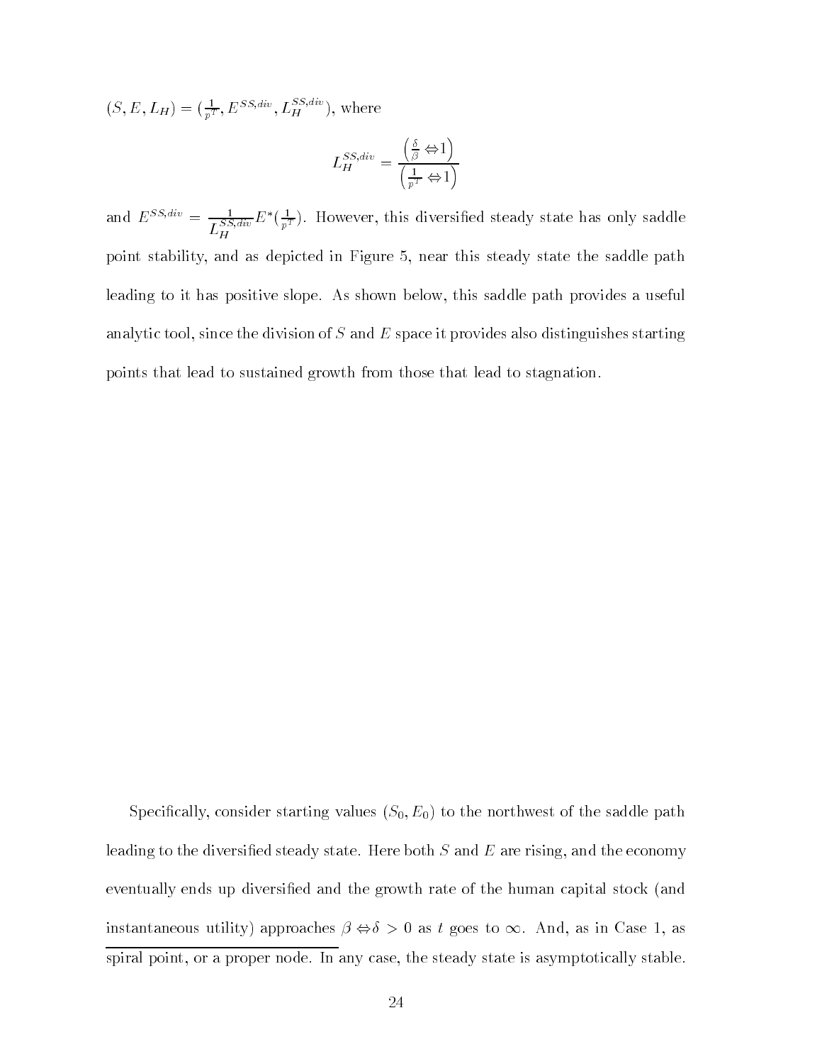$(S, E, L_H) = (\frac{1}{p^T}, E^{SS,div}, L_H^{SS,div})$, where

$$L_H^{SS,div} = \frac{\left(\frac{\delta}{\beta} - 1\right)}{\left(\frac{1}{p^T} - 1\right)}$$

and $E^{SS,div} = \frac{1}{L_H^{SS,div}} E^*(\frac{1}{p^T})$. However, this diversified steady state has only saddle point stability, and as depicted in Figure 5, near this steady state the saddle path leading to it has positive slope. As shown below, this saddle path provides a useful analytic tool, since the division of $S$ and $E$ space it provides also distinguishes starting points that lead to sustained growth from those that lead to stagnation.

Specifically, consider starting values $(S_0, E_0)$ to the northwest of the saddle path leading to the diversified steady state. Here both $S$ and $E$ are rising, and the economy eventually ends up diversified and the growth rate of the human capital stock (and instantaneous utility) approaches $\beta - \delta > 0$ as $t$ goes to $\infty$. And, as in Case 1, as

---

spiral point, or a proper node. In any case, the steady state is asymptotically stable.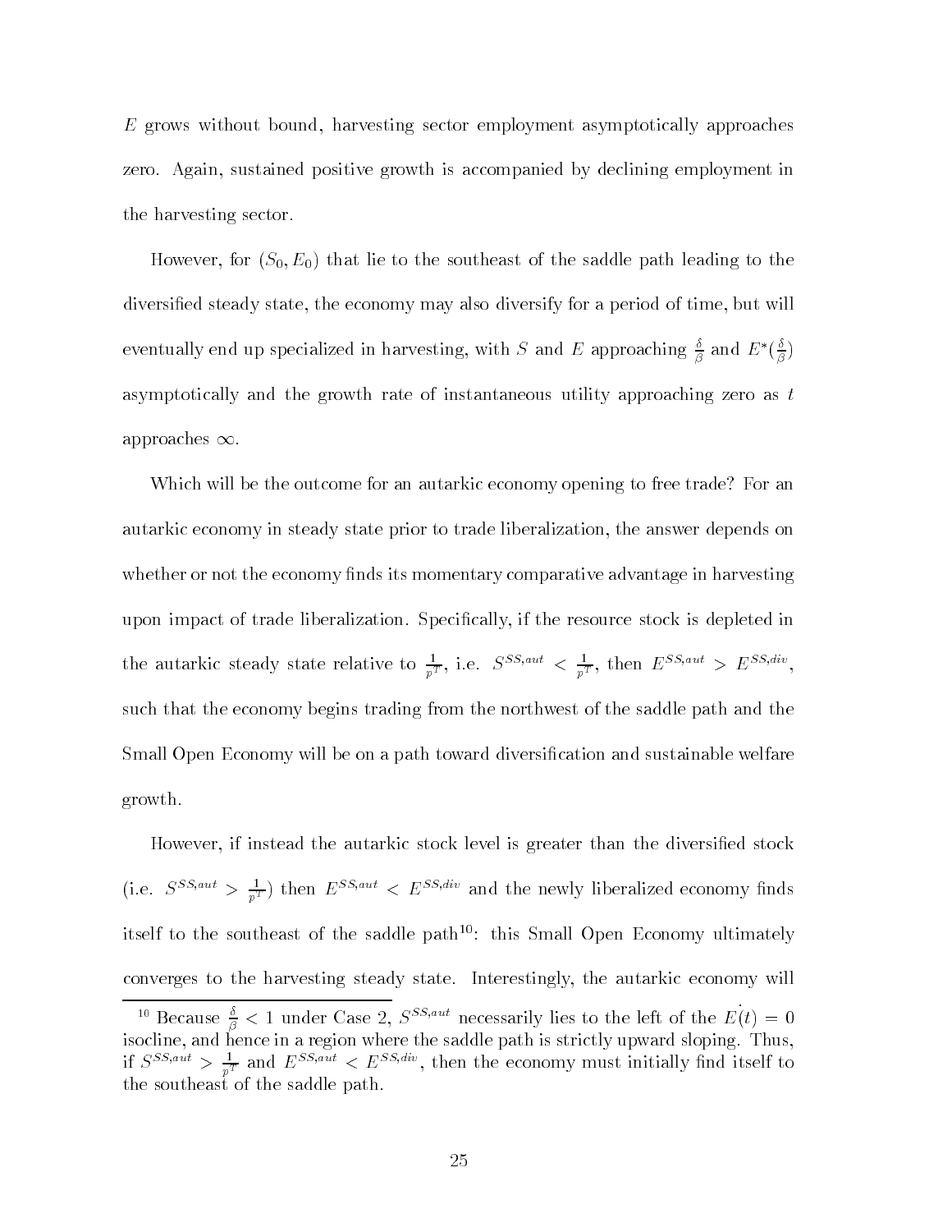$E$ grows without bound, harvesting sector employment asymptotically approaches zero. Again, sustained positive growth is accompanied by declining employment in the harvesting sector.

However, for $(S_0, E_0)$ that lie to the southeast of the saddle path leading to the diversified steady state, the economy may also diversify for a period of time, but will eventually end up specialized in harvesting, with $S$ and $E$ approaching $\frac{\delta}{\beta}$ and $E^*(\frac{\delta}{\beta})$ asymptotically and the growth rate of instantaneous utility approaching zero as $t$ approaches $\infty$.

Which will be the outcome for an autarkic economy opening to free trade? For an autarkic economy in steady state prior to trade liberalization, the answer depends on whether or not the economy finds its momentary comparative advantage in harvesting upon impact of trade liberalization. Specifically, if the resource stock is depleted in the autarkic steady state relative to $\frac{1}{p^T}$, i.e. $S^{SS,aut} < \frac{1}{p^T}$, then $E^{SS,aut} > E^{SS,div}$, such that the economy begins trading from the northwest of the saddle path and the Small Open Economy will be on a path toward diversification and sustainable welfare growth.

However, if instead the autarkic stock level is greater than the diversified stock (i.e. $S^{SS,aut} > \frac{1}{p^T}$) then $E^{SS,aut} < E^{SS,div}$ and the newly liberalized economy finds itself to the southeast of the saddle path[10]: this Small Open Economy ultimately converges to the harvesting steady state. Interestingly, the autarkic economy will

[10] Because $\frac{\delta}{\beta} < 1$ under Case 2, $S^{SS,aut}$ necessarily lies to the left of the $\dot{E}(t) = 0$ isocline, and hence in a region where the saddle path is strictly upward sloping. Thus, if $S^{SS,aut} > \frac{1}{p^T}$ and $E^{SS,aut} < E^{SS,div}$, then the economy must initially find itself to the southeast of the saddle path.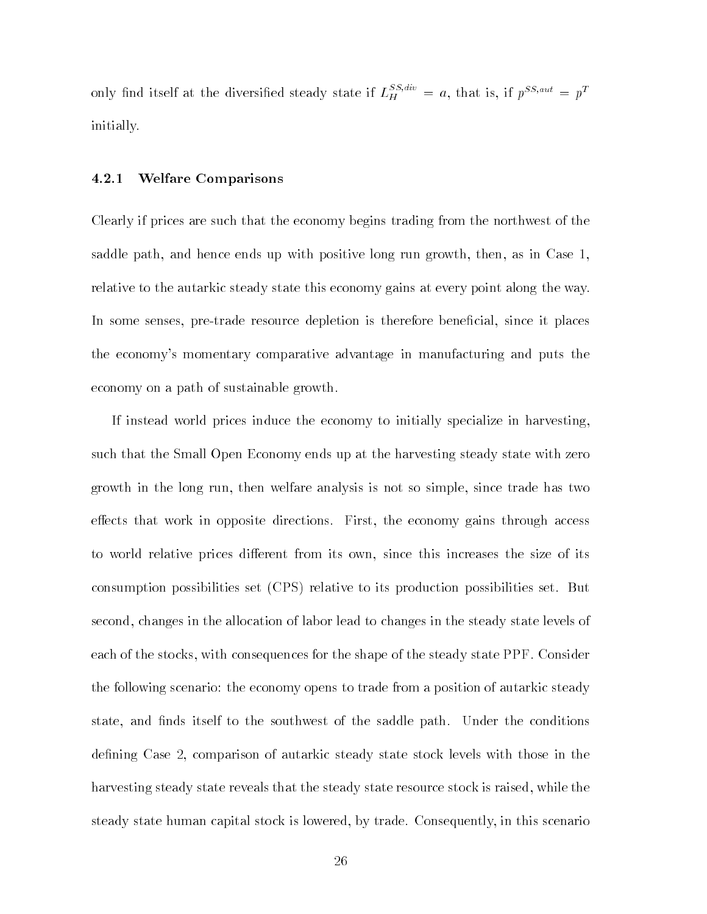only find itself at the diversified steady state if $L_H^{SS,div} = a$, that is, if $p^{SS,aut} = p^T$ initially.

### 4.2.1 Welfare Comparisons

Clearly if prices are such that the economy begins trading from the northwest of the saddle path, and hence ends up with positive long run growth, then, as in Case 1, relative to the autarkic steady state this economy gains at every point along the way. In some senses, pre-trade resource depletion is therefore beneficial, since it places the economy's momentary comparative advantage in manufacturing and puts the economy on a path of sustainable growth.

If instead world prices induce the economy to initially specialize in harvesting, such that the Small Open Economy ends up at the harvesting steady state with zero growth in the long run, then welfare analysis is not so simple, since trade has two effects that work in opposite directions. First, the economy gains through access to world relative prices different from its own, since this increases the size of its consumption possibilities set (CPS) relative to its production possibilities set. But second, changes in the allocation of labor lead to changes in the steady state levels of each of the stocks, with consequences for the shape of the steady state PPF. Consider the following scenario: the economy opens to trade from a position of autarkic steady state, and finds itself to the southwest of the saddle path. Under the conditions defining Case 2, comparison of autarkic steady state stock levels with those in the harvesting steady state reveals that the steady state resource stock is raised, while the steady state human capital stock is lowered, by trade. Consequently, in this scenario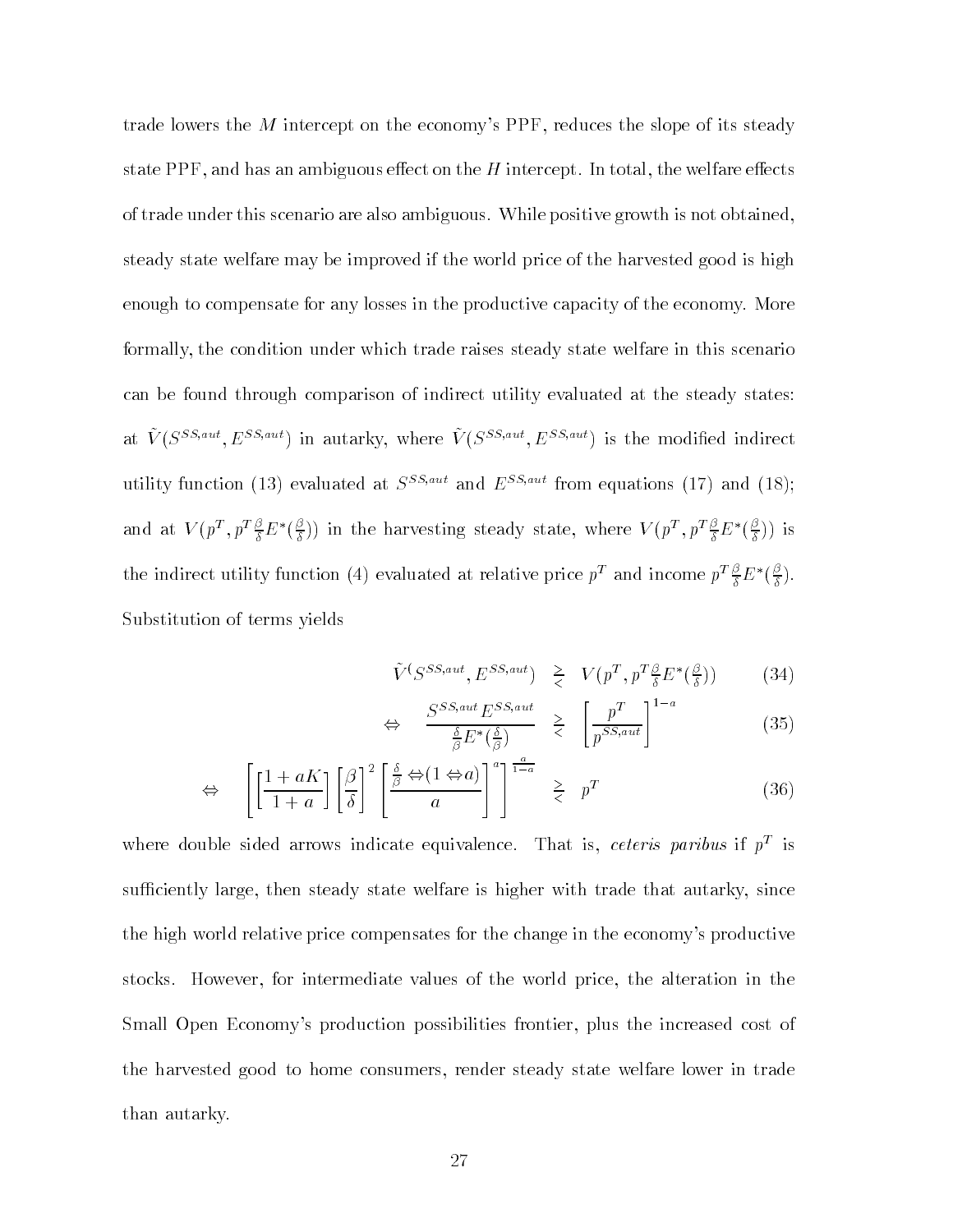trade lowers the $M$ intercept on the economy's PPF, reduces the slope of its steady state PPF, and has an ambiguous effect on the $H$ intercept. In total, the welfare effects of trade under this scenario are also ambiguous. While positive growth is not obtained, steady state welfare may be improved if the world price of the harvested good is high enough to compensate for any losses in the productive capacity of the economy. More formally, the condition under which trade raises steady state welfare in this scenario can be found through comparison of indirect utility evaluated at the steady states: at $\tilde{V}(S^{SS,aut}, E^{SS,aut})$ in autarky, where $\tilde{V}(S^{SS,aut}, E^{SS,aut})$ is the modified indirect utility function (13) evaluated at $S^{SS,aut}$ and $E^{SS,aut}$ from equations (17) and (18); and at $V(p^T, p^T \frac{\beta}{\delta} E^*(\frac{\beta}{\delta}))$ in the harvesting steady state, where $V(p^T, p^T \frac{\beta}{\delta} E^*(\frac{\beta}{\delta}))$ is the indirect utility function (4) evaluated at relative price $p^T$ and income $p^T \frac{\beta}{\delta} E^*(\frac{\beta}{\delta})$. Substitution of terms yields

$$\tilde{V}(S^{SS,aut}, E^{SS,aut}) \gtrless V(p^T, p^T \tfrac{\beta}{\delta} E^*(\tfrac{\beta}{\delta})) \tag{34}$$

$$\Leftrightarrow \quad \frac{S^{SS,aut} E^{SS,aut}}{\frac{\delta}{\beta} E^*(\frac{\delta}{\beta})} \gtrless \left[\frac{p^T}{p^{SS,aut}}\right]^{1-a} \tag{35}$$

$$\Leftrightarrow \quad \left[\left[\frac{1+aK}{1+a}\right]\left[\frac{\beta}{\delta}\right]^2 \left[\frac{\frac{\delta}{\beta} \Leftrightarrow (1 \Leftrightarrow a)}{a}\right]^a\right]^{\frac{a}{1-a}} \gtrless p^T \tag{36}$$

where double sided arrows indicate equivalence. That is, *ceteris paribus* if $p^T$ is sufficiently large, then steady state welfare is higher with trade that autarky, since the high world relative price compensates for the change in the economy's productive stocks. However, for intermediate values of the world price, the alteration in the Small Open Economy's production possibilities frontier, plus the increased cost of the harvested good to home consumers, render steady state welfare lower in trade than autarky.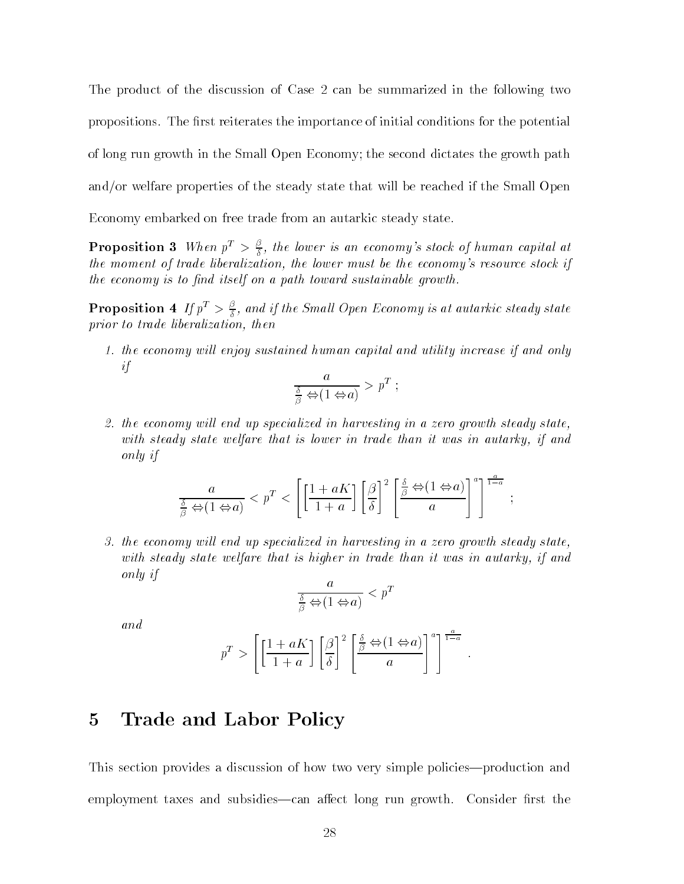The product of the discussion of Case 2 can be summarized in the following two propositions. The first reiterates the importance of initial conditions for the potential of long run growth in the Small Open Economy; the second dictates the growth path and/or welfare properties of the steady state that will be reached if the Small Open Economy embarked on free trade from an autarkic steady state.

**Proposition 3** *When $p^T > \frac{\beta}{\delta}$, the lower is an economy's stock of human capital at the moment of trade liberalization, the lower must be the economy's resource stock if the economy is to find itself on a path toward sustainable growth.*

**Proposition 4** *If $p^T > \frac{\beta}{\delta}$, and if the Small Open Economy is at autarkic steady state prior to trade liberalization, then*

1. *the economy will enjoy sustained human capital and utility increase if and only if*

$$\frac{a}{\frac{\delta}{\beta} - (1 - a)} > p^T \; ;$$

2. *the economy will end up specialized in harvesting in a zero growth steady state, with steady state welfare that is lower in trade than it was in autarky, if and only if*

$$\frac{a}{\frac{\delta}{\beta} - (1 - a)} < p^T < \left[ \left[ \frac{1 + aK}{1 + a} \right] \left[ \frac{\beta}{\delta} \right]^2 \left[ \frac{\frac{\delta}{\beta} - (1 - a)}{a} \right]^a \right]^{\frac{a}{1-a}} \; ;$$

3. *the economy will end up specialized in harvesting in a zero growth steady state, with steady state welfare that is higher in trade than it was in autarky, if and only if*

$$\frac{a}{\frac{\delta}{\beta} - (1 - a)} < p^T$$

*and*

$$p^T > \left[ \left[ \frac{1 + aK}{1 + a} \right] \left[ \frac{\beta}{\delta} \right]^2 \left[ \frac{\frac{\delta}{\beta} - (1 - a)}{a} \right]^a \right]^{\frac{a}{1-a}} \; .$$

# 5 Trade and Labor Policy

This section provides a discussion of how two very simple policies—production and employment taxes and subsidies—can affect long run growth. Consider first the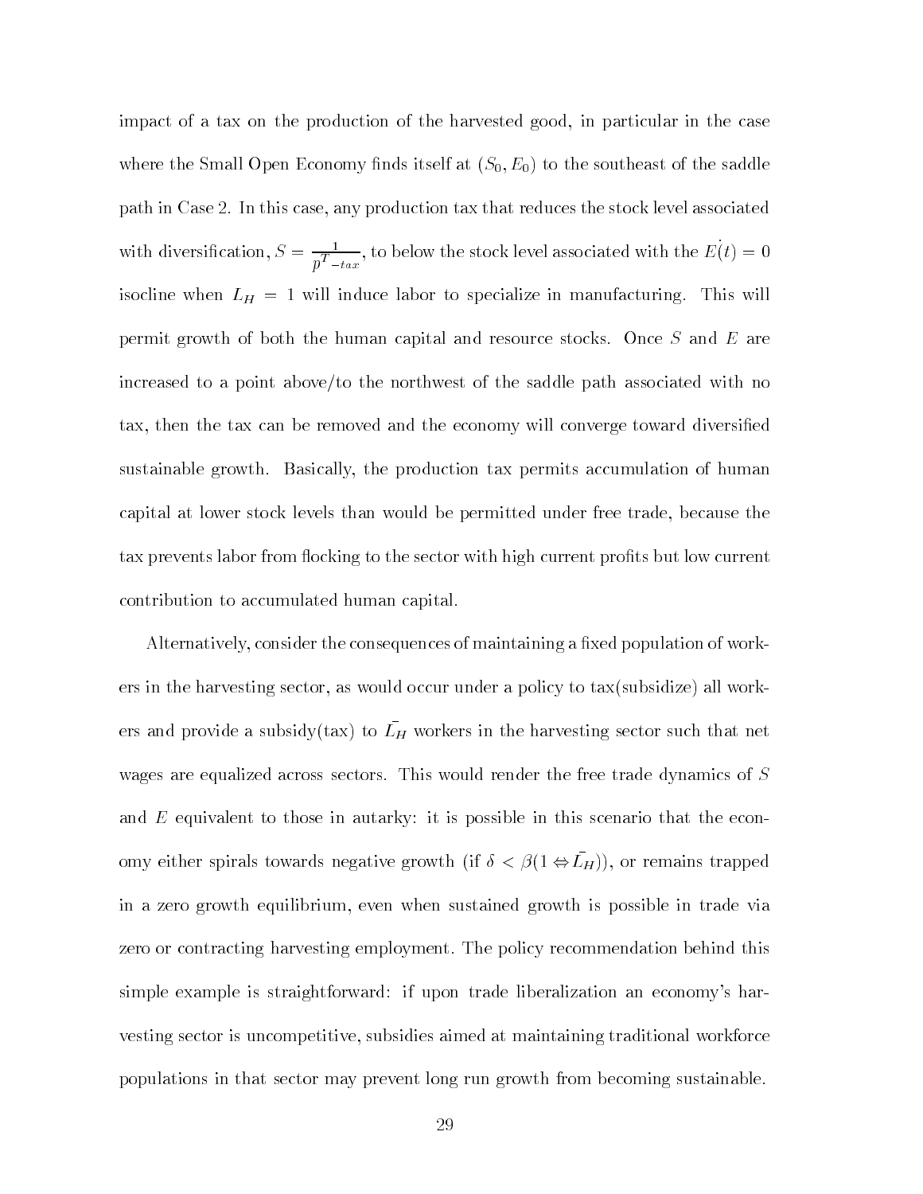impact of a tax on the production of the harvested good, in particular in the case where the Small Open Economy finds itself at $(S_0, E_0)$ to the southeast of the saddle path in Case 2. In this case, any production tax that reduces the stock level associated with diversification, $S = \frac{1}{p^T - tax}$, to below the stock level associated with the $\dot{E}(t) = 0$ isocline when $L_H = 1$ will induce labor to specialize in manufacturing. This will permit growth of both the human capital and resource stocks. Once $S$ and $E$ are increased to a point above/to the northwest of the saddle path associated with no tax, then the tax can be removed and the economy will converge toward diversified sustainable growth. Basically, the production tax permits accumulation of human capital at lower stock levels than would be permitted under free trade, because the tax prevents labor from flocking to the sector with high current profits but low current contribution to accumulated human capital.

Alternatively, consider the consequences of maintaining a fixed population of workers in the harvesting sector, as would occur under a policy to tax(subsidize) all workers and provide a subsidy(tax) to $\bar{L_H}$ workers in the harvesting sector such that net wages are equalized across sectors. This would render the free trade dynamics of $S$ and $E$ equivalent to those in autarky: it is possible in this scenario that the economy either spirals towards negative growth (if $\delta < \beta(1 - \bar{L_H})$), or remains trapped in a zero growth equilibrium, even when sustained growth is possible in trade via zero or contracting harvesting employment. The policy recommendation behind this simple example is straightforward: if upon trade liberalization an economy's harvesting sector is uncompetitive, subsidies aimed at maintaining traditional workforce populations in that sector may prevent long run growth from becoming sustainable.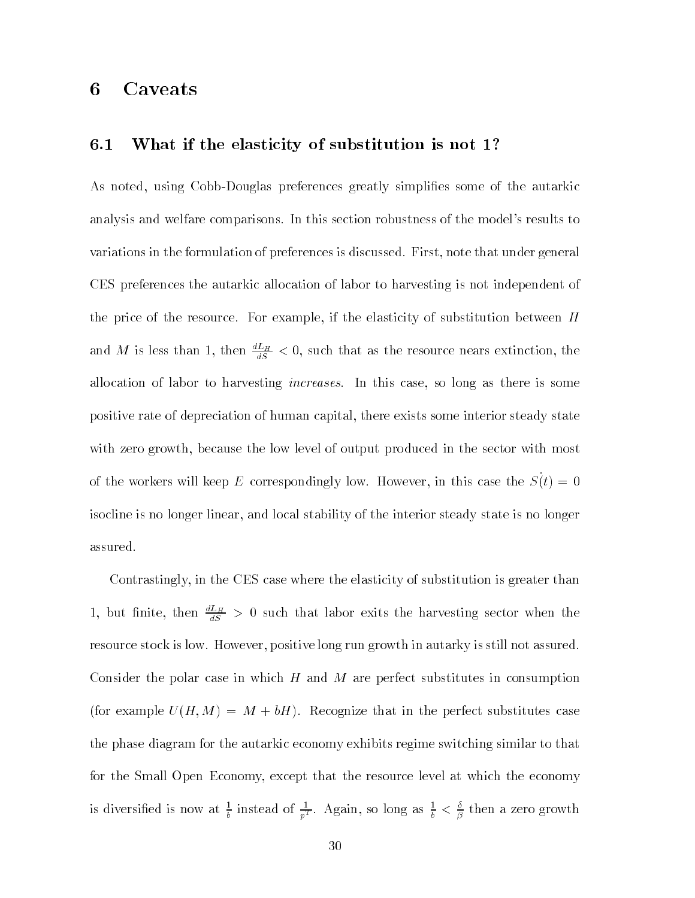# 6 Caveats

## 6.1 What if the elasticity of substitution is not 1?

As noted, using Cobb-Douglas preferences greatly simplifies some of the autarkic analysis and welfare comparisons. In this section robustness of the model's results to variations in the formulation of preferences is discussed. First, note that under general CES preferences the autarkic allocation of labor to harvesting is not independent of the price of the resource. For example, if the elasticity of substitution between $H$ and $M$ is less than 1, then $\frac{dL_H}{dS} < 0$, such that as the resource nears extinction, the allocation of labor to harvesting *increases*. In this case, so long as there is some positive rate of depreciation of human capital, there exists some interior steady state with zero growth, because the low level of output produced in the sector with most of the workers will keep $E$ correspondingly low. However, in this case the $\dot{S}(t) = 0$ isocline is no longer linear, and local stability of the interior steady state is no longer assured.

Contrastingly, in the CES case where the elasticity of substitution is greater than 1, but finite, then $\frac{dL_H}{dS} > 0$ such that labor exits the harvesting sector when the resource stock is low. However, positive long run growth in autarky is still not assured. Consider the polar case in which $H$ and $M$ are perfect substitutes in consumption (for example $U(H, M) = M + bH$). Recognize that in the perfect substitutes case the phase diagram for the autarkic economy exhibits regime switching similar to that for the Small Open Economy, except that the resource level at which the economy is diversified is now at $\frac{1}{b}$ instead of $\frac{1}{p^T}$. Again, so long as $\frac{1}{b} < \frac{\delta}{\beta}$ then a zero growth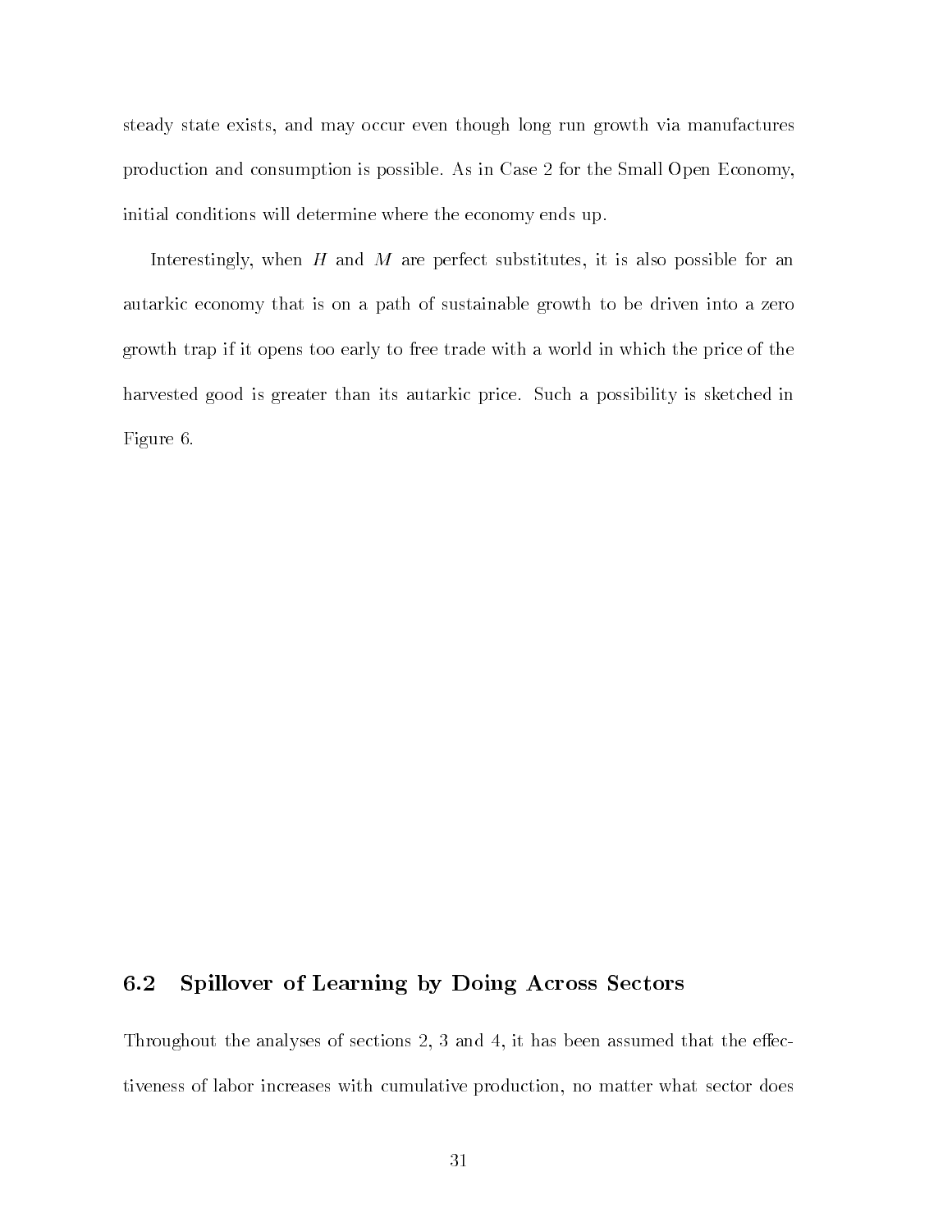steady state exists, and may occur even though long run growth via manufactures production and consumption is possible. As in Case 2 for the Small Open Economy, initial conditions will determine where the economy ends up.

Interestingly, when $H$ and $M$ are perfect substitutes, it is also possible for an autarkic economy that is on a path of sustainable growth to be driven into a zero growth trap if it opens too early to free trade with a world in which the price of the harvested good is greater than its autarkic price. Such a possibility is sketched in Figure 6.

## 6.2 Spillover of Learning by Doing Across Sectors

Throughout the analyses of sections 2, 3 and 4, it has been assumed that the effectiveness of labor increases with cumulative production, no matter what sector does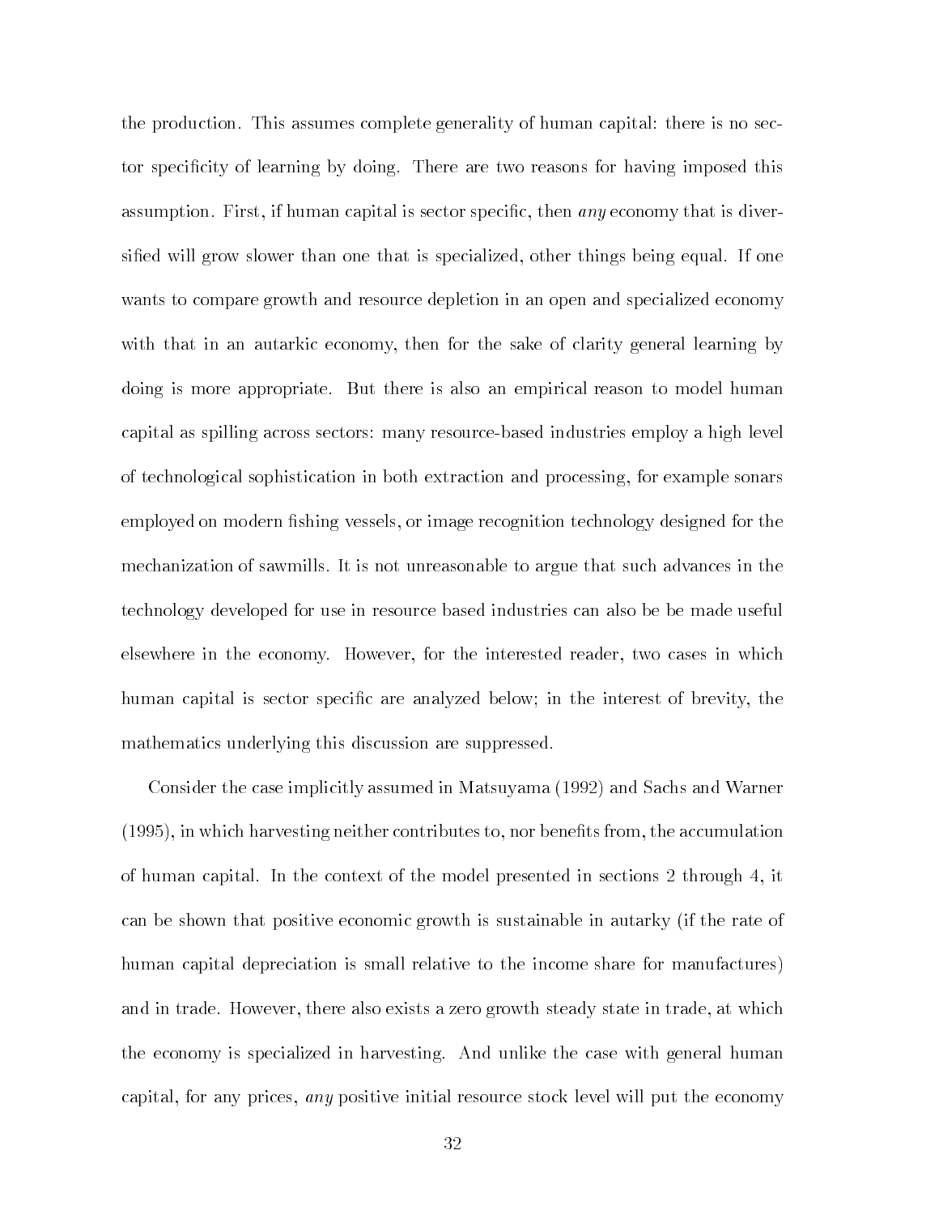the production. This assumes complete generality of human capital: there is no sector specificity of learning by doing. There are two reasons for having imposed this assumption. First, if human capital is sector specific, then *any* economy that is diversified will grow slower than one that is specialized, other things being equal. If one wants to compare growth and resource depletion in an open and specialized economy with that in an autarkic economy, then for the sake of clarity general learning by doing is more appropriate. But there is also an empirical reason to model human capital as spilling across sectors: many resource-based industries employ a high level of technological sophistication in both extraction and processing, for example sonars employed on modern fishing vessels, or image recognition technology designed for the mechanization of sawmills. It is not unreasonable to argue that such advances in the technology developed for use in resource based industries can also be be made useful elsewhere in the economy. However, for the interested reader, two cases in which human capital is sector specific are analyzed below; in the interest of brevity, the mathematics underlying this discussion are suppressed.

Consider the case implicitly assumed in Matsuyama (1992) and Sachs and Warner (1995), in which harvesting neither contributes to, nor benefits from, the accumulation of human capital. In the context of the model presented in sections 2 through 4, it can be shown that positive economic growth is sustainable in autarky (if the rate of human capital depreciation is small relative to the income share for manufactures) and in trade. However, there also exists a zero growth steady state in trade, at which the economy is specialized in harvesting. And unlike the case with general human capital, for any prices, *any* positive initial resource stock level will put the economy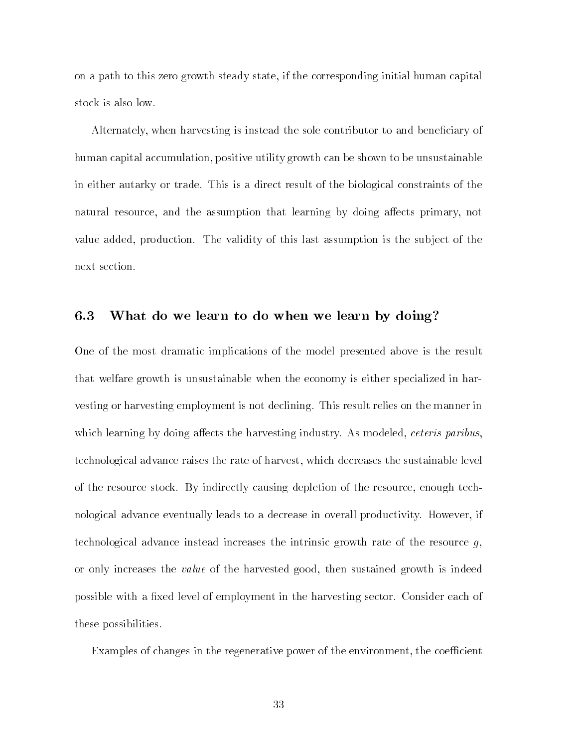on a path to this zero growth steady state, if the corresponding initial human capital stock is also low.

Alternately, when harvesting is instead the sole contributor to and beneficiary of human capital accumulation, positive utility growth can be shown to be unsustainable in either autarky or trade. This is a direct result of the biological constraints of the natural resource, and the assumption that learning by doing affects primary, not value added, production. The validity of this last assumption is the subject of the next section.

## 6.3 What do we learn to do when we learn by doing?

One of the most dramatic implications of the model presented above is the result that welfare growth is unsustainable when the economy is either specialized in harvesting or harvesting employment is not declining. This result relies on the manner in which learning by doing affects the harvesting industry. As modeled, *ceteris paribus*, technological advance raises the rate of harvest, which decreases the sustainable level of the resource stock. By indirectly causing depletion of the resource, enough technological advance eventually leads to a decrease in overall productivity. However, if technological advance instead increases the intrinsic growth rate of the resource $g$, or only increases the *value* of the harvested good, then sustained growth is indeed possible with a fixed level of employment in the harvesting sector. Consider each of these possibilities.

Examples of changes in the regenerative power of the environment, the coefficient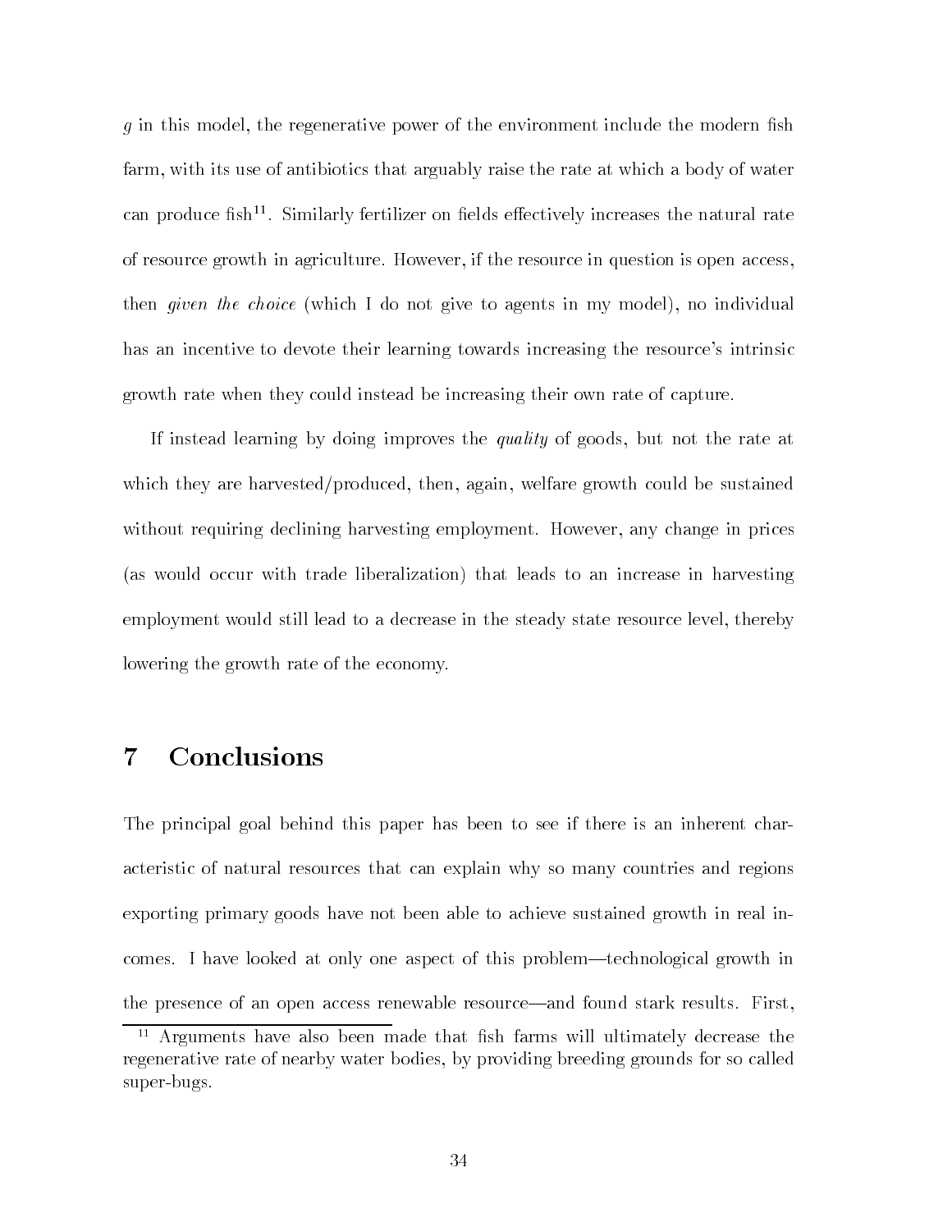$g$ in this model, the regenerative power of the environment include the modern fish farm, with its use of antibiotics that arguably raise the rate at which a body of water can produce fish[11]. Similarly fertilizer on fields effectively increases the natural rate of resource growth in agriculture. However, if the resource in question is open access, then *given the choice* (which I do not give to agents in my model), no individual has an incentive to devote their learning towards increasing the resource's intrinsic growth rate when they could instead be increasing their own rate of capture.

If instead learning by doing improves the *quality* of goods, but not the rate at which they are harvested/produced, then, again, welfare growth could be sustained without requiring declining harvesting employment. However, any change in prices (as would occur with trade liberalization) that leads to an increase in harvesting employment would still lead to a decrease in the steady state resource level, thereby lowering the growth rate of the economy.

# 7 Conclusions

The principal goal behind this paper has been to see if there is an inherent characteristic of natural resources that can explain why so many countries and regions exporting primary goods have not been able to achieve sustained growth in real incomes. I have looked at only one aspect of this problem—technological growth in the presence of an open access renewable resource—and found stark results. First,

[11] Arguments have also been made that fish farms will ultimately decrease the regenerative rate of nearby water bodies, by providing breeding grounds for so called super-bugs.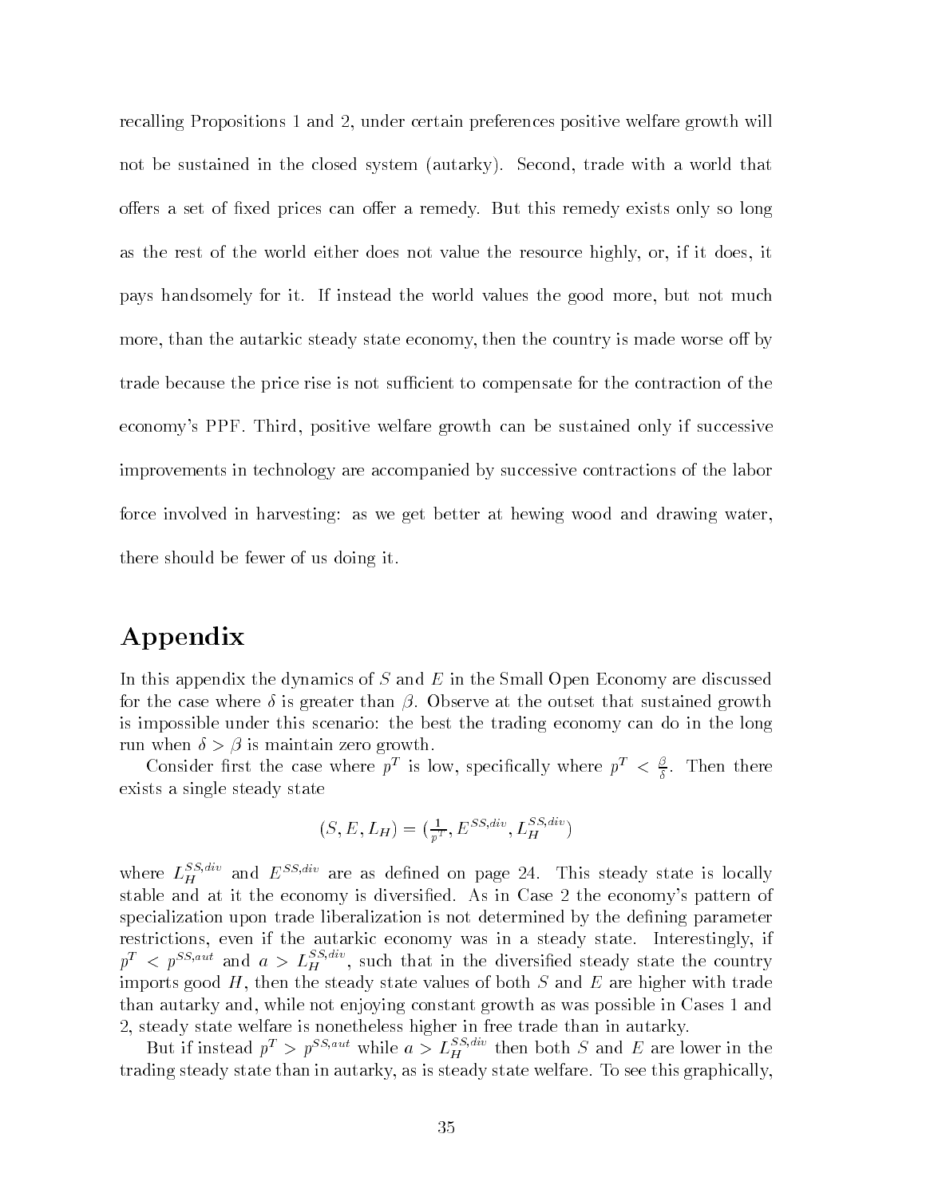recalling Propositions 1 and 2, under certain preferences positive welfare growth will not be sustained in the closed system (autarky). Second, trade with a world that offers a set of fixed prices can offer a remedy. But this remedy exists only so long as the rest of the world either does not value the resource highly, or, if it does, it pays handsomely for it. If instead the world values the good more, but not much more, than the autarkic steady state economy, then the country is made worse off by trade because the price rise is not sufficient to compensate for the contraction of the economy's PPF. Third, positive welfare growth can be sustained only if successive improvements in technology are accompanied by successive contractions of the labor force involved in harvesting: as we get better at hewing wood and drawing water, there should be fewer of us doing it.

# Appendix

In this appendix the dynamics of $S$ and $E$ in the Small Open Economy are discussed for the case where $\delta$ is greater than $\beta$. Observe at the outset that sustained growth is impossible under this scenario: the best the trading economy can do in the long run when $\delta > \beta$ is maintain zero growth.

Consider first the case where $p^T$ is low, specifically where $p^T < \frac{\beta}{\delta}$. Then there exists a single steady state

$$(S, E, L_H) = (\tfrac{1}{p^T}, E^{SS,div}, L_H^{SS,div})$$

where $L_H^{SS,div}$ and $E^{SS,div}$ are as defined on page 24. This steady state is locally stable and at it the economy is diversified. As in Case 2 the economy's pattern of specialization upon trade liberalization is not determined by the defining parameter restrictions, even if the autarkic economy was in a steady state. Interestingly, if $p^T < p^{SS,aut}$ and $a > L_H^{SS,div}$, such that in the diversified steady state the country imports good $H$, then the steady state values of both $S$ and $E$ are higher with trade than autarky and, while not enjoying constant growth as was possible in Cases 1 and 2, steady state welfare is nonetheless higher in free trade than in autarky.

But if instead $p^T > p^{SS,aut}$ while $a > L_H^{SS,div}$ then both $S$ and $E$ are lower in the trading steady state than in autarky, as is steady state welfare. To see this graphically,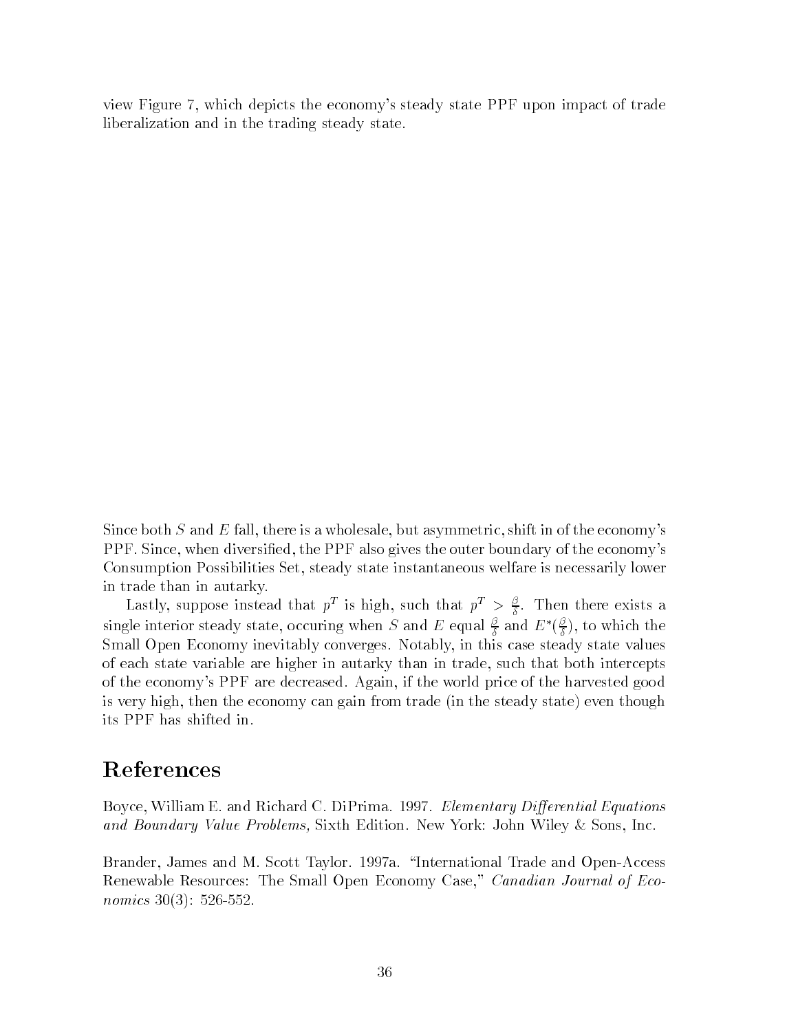view Figure 7, which depicts the economy's steady state PPF upon impact of trade liberalization and in the trading steady state.

Since both $S$ and $E$ fall, there is a wholesale, but asymmetric, shift in of the economy's PPF. Since, when diversified, the PPF also gives the outer boundary of the economy's Consumption Possibilities Set, steady state instantaneous welfare is necessarily lower in trade than in autarky.

Lastly, suppose instead that $p^T$ is high, such that $p^T > \frac{\beta}{\delta}$. Then there exists a single interior steady state, occuring when $S$ and $E$ equal $\frac{\beta}{\delta}$ and $E^*(\frac{\beta}{\delta})$, to which the Small Open Economy inevitably converges. Notably, in this case steady state values of each state variable are higher in autarky than in trade, such that both intercepts of the economy's PPF are decreased. Again, if the world price of the harvested good is very high, then the economy can gain from trade (in the steady state) even though its PPF has shifted in.

# References

Boyce, William E. and Richard C. DiPrima. 1997. *Elementary Differential Equations and Boundary Value Problems,* Sixth Edition. New York: John Wiley & Sons, Inc.

Brander, James and M. Scott Taylor. 1997a. "International Trade and Open-Access Renewable Resources: The Small Open Economy Case," *Canadian Journal of Economics* 30(3): 526-552.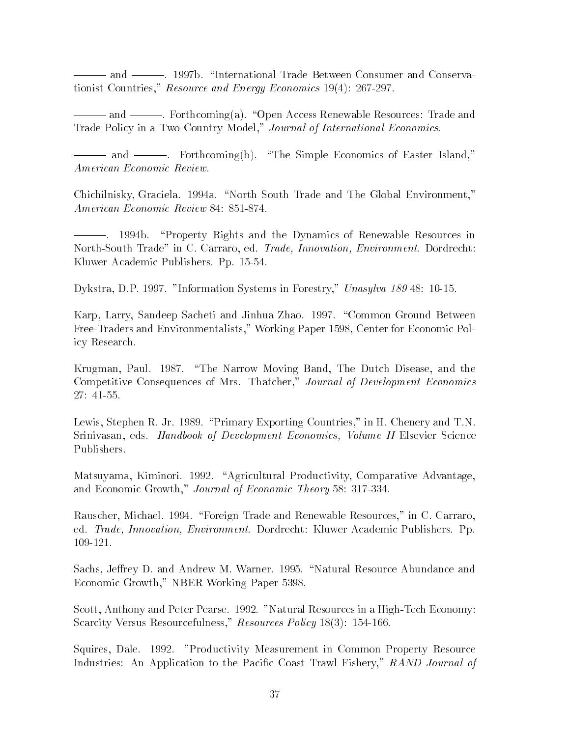——— and ———. 1997b. "International Trade Between Consumer and Conservationist Countries," *Resource and Energy Economics* 19(4): 267-297.

——— and ———. Forthcoming(a). "Open Access Renewable Resources: Trade and Trade Policy in a Two-Country Model," *Journal of International Economics*.

——— and ———. Forthcoming(b). "The Simple Economics of Easter Island," *American Economic Review*.

Chichilnisky, Graciela. 1994a. "North South Trade and The Global Environment," *American Economic Review* 84: 851-874.

———. 1994b. "Property Rights and the Dynamics of Renewable Resources in North-South Trade" in C. Carraro, ed. *Trade, Innovation, Environment*. Dordrecht: Kluwer Academic Publishers. Pp. 15-54.

Dykstra, D.P. 1997. "Information Systems in Forestry," *Unasylva 189* 48: 10-15.

Karp, Larry, Sandeep Sacheti and Jinhua Zhao. 1997. "Common Ground Between Free-Traders and Environmentalists," Working Paper 1598, Center for Economic Policy Research.

Krugman, Paul. 1987. "The Narrow Moving Band, The Dutch Disease, and the Competitive Consequences of Mrs. Thatcher," *Journal of Development Economics* 27: 41-55.

Lewis, Stephen R. Jr. 1989. "Primary Exporting Countries," in H. Chenery and T.N. Srinivasan, eds. *Handbook of Development Economics, Volume II* Elsevier Science Publishers.

Matsuyama, Kiminori. 1992. "Agricultural Productivity, Comparative Advantage, and Economic Growth," *Journal of Economic Theory* 58: 317-334.

Rauscher, Michael. 1994. "Foreign Trade and Renewable Resources," in C. Carraro, ed. *Trade, Innovation, Environment*. Dordrecht: Kluwer Academic Publishers. Pp. 109-121.

Sachs, Jeffrey D. and Andrew M. Warner. 1995. "Natural Resource Abundance and Economic Growth," NBER Working Paper 5398.

Scott, Anthony and Peter Pearse. 1992. "Natural Resources in a High-Tech Economy: Scarcity Versus Resourcefulness," *Resources Policy* 18(3): 154-166.

Squires, Dale. 1992. "Productivity Measurement in Common Property Resource Industries: An Application to the Pacific Coast Trawl Fishery," *RAND Journal of*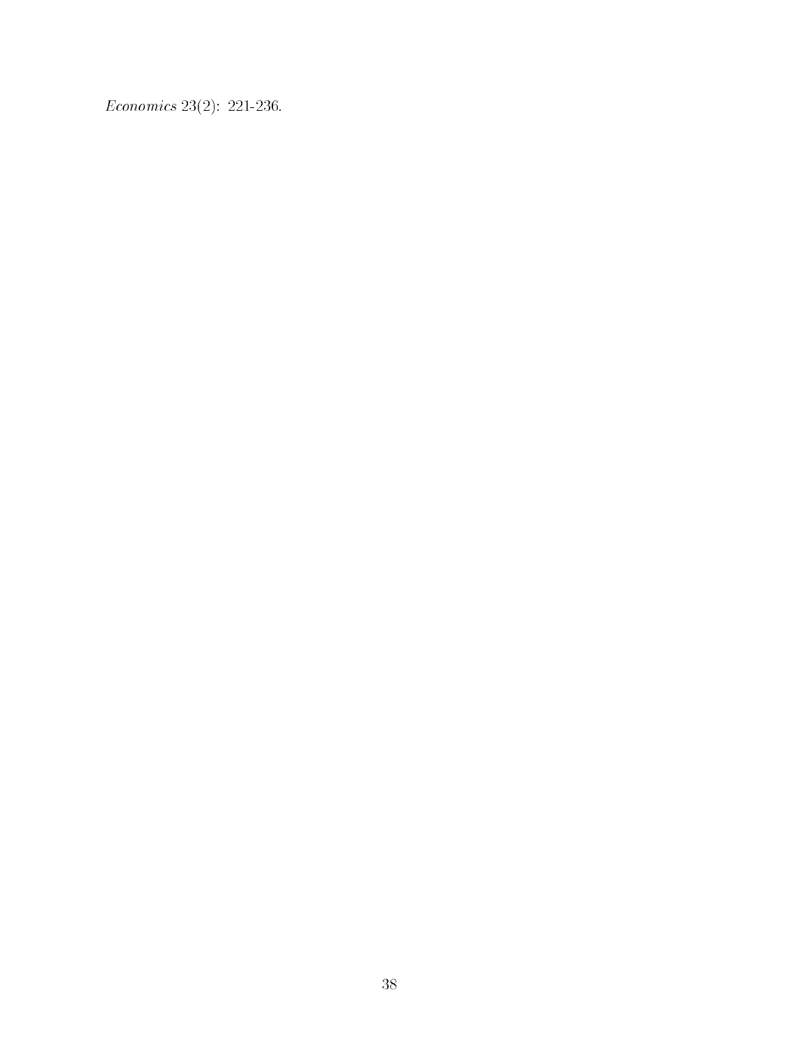*Economics* 23(2): 221-236.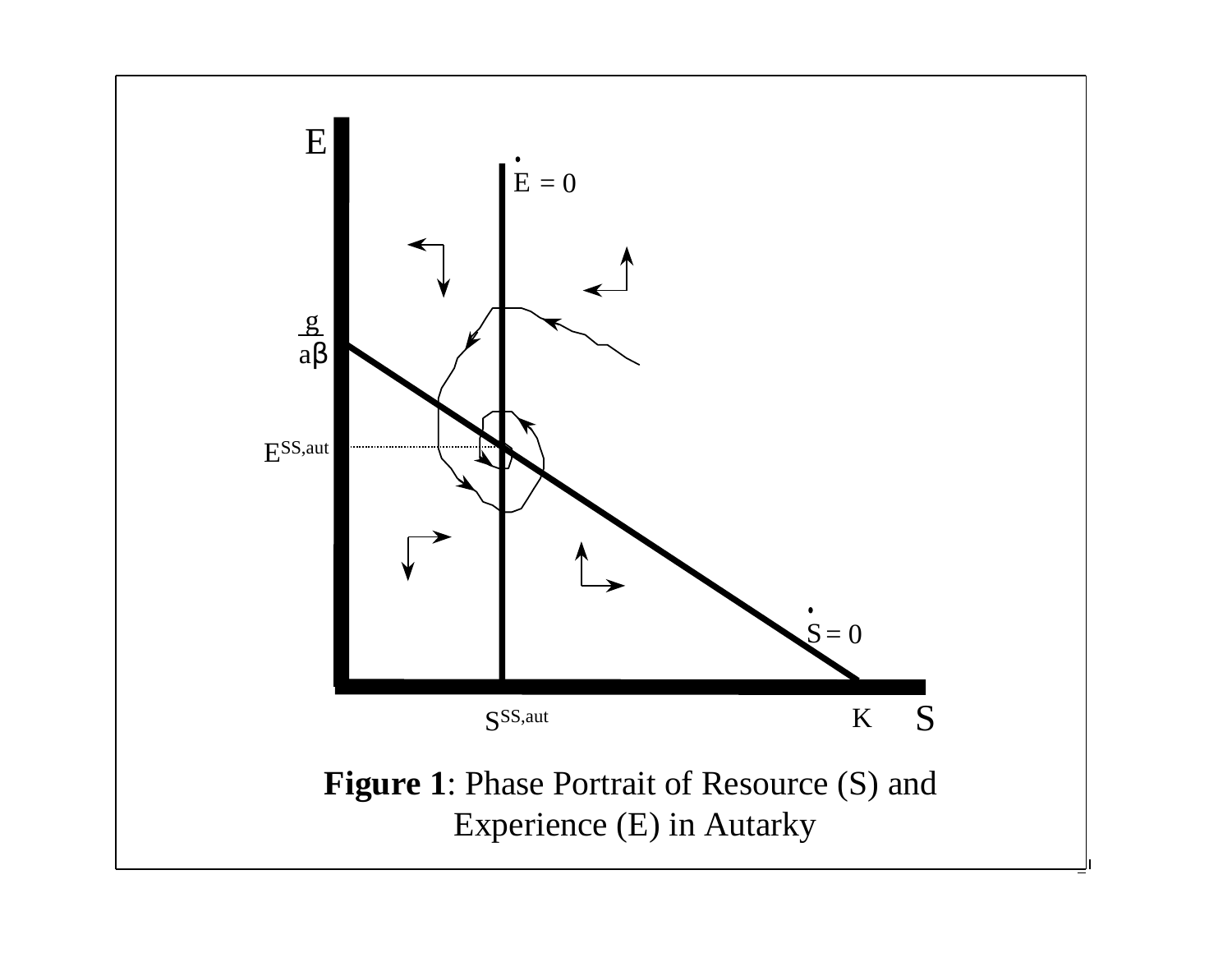**Figure 1**: Phase Portrait of Resource (S) and Experience (E) in Autarky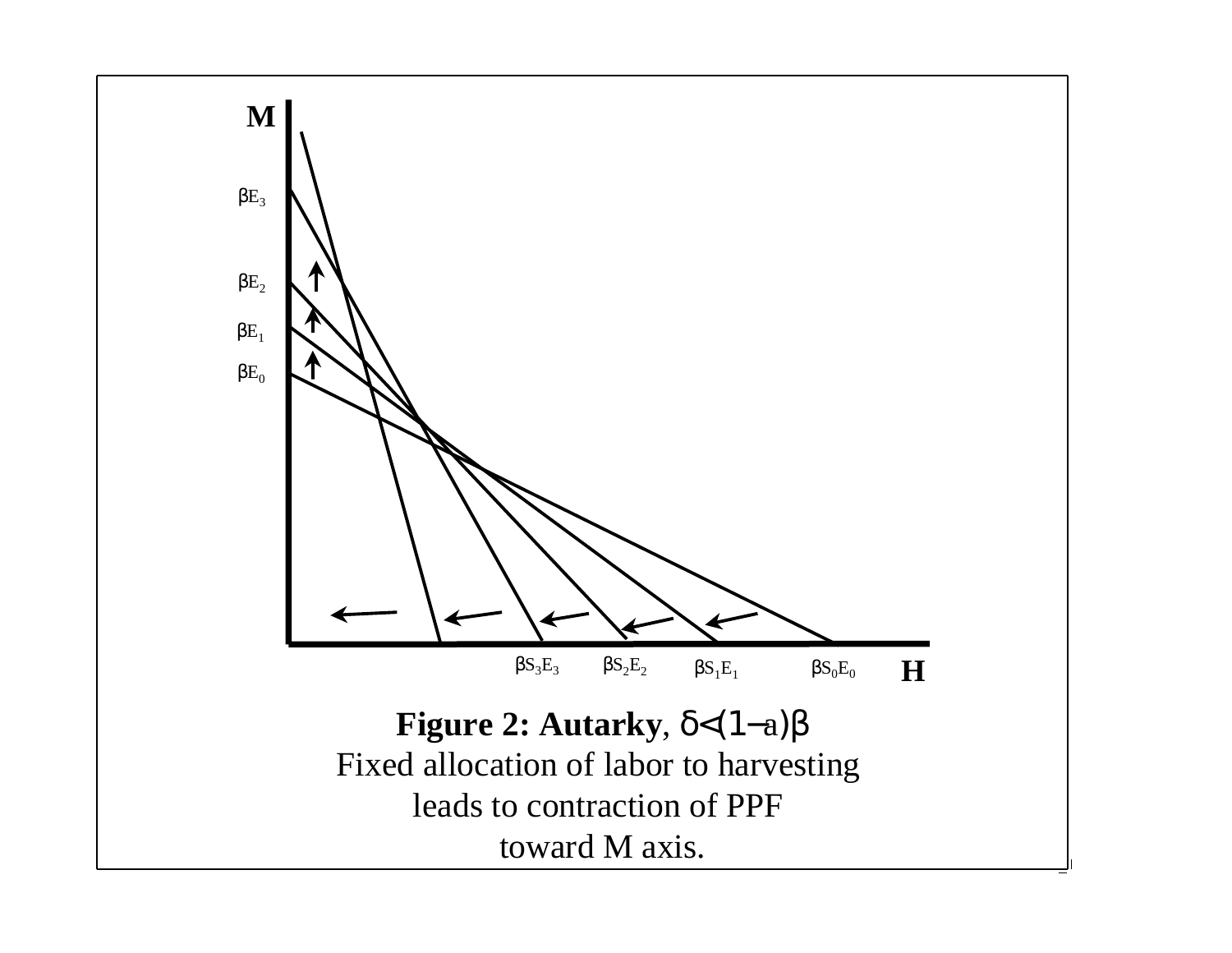**Figure 2: Autarky**, $\delta < (1-a)\beta$
Fixed allocation of labor to harvesting
leads to contraction of PPF
toward M axis.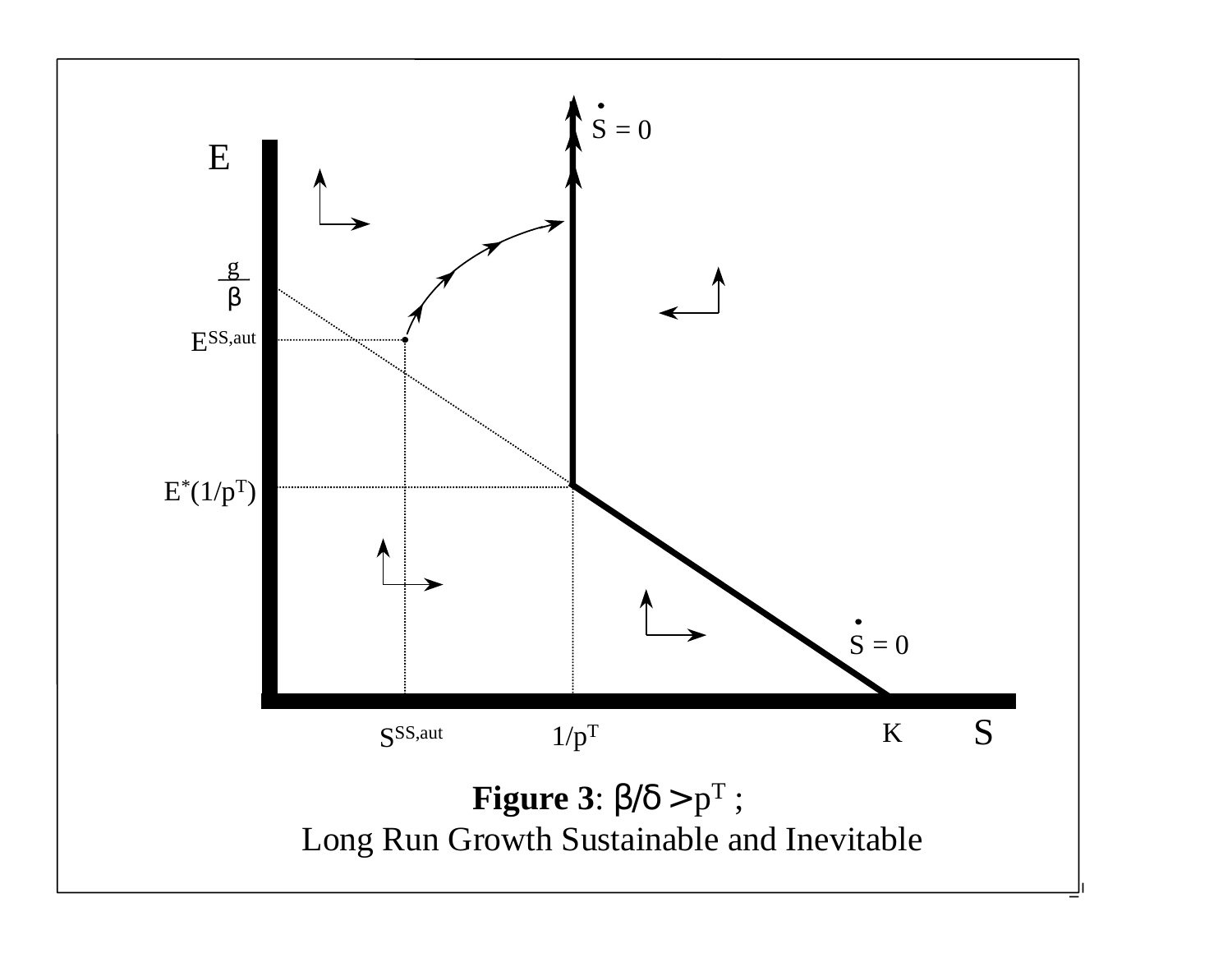**Figure 3**: $\beta/\delta > p^T$ ;
Long Run Growth Sustainable and Inevitable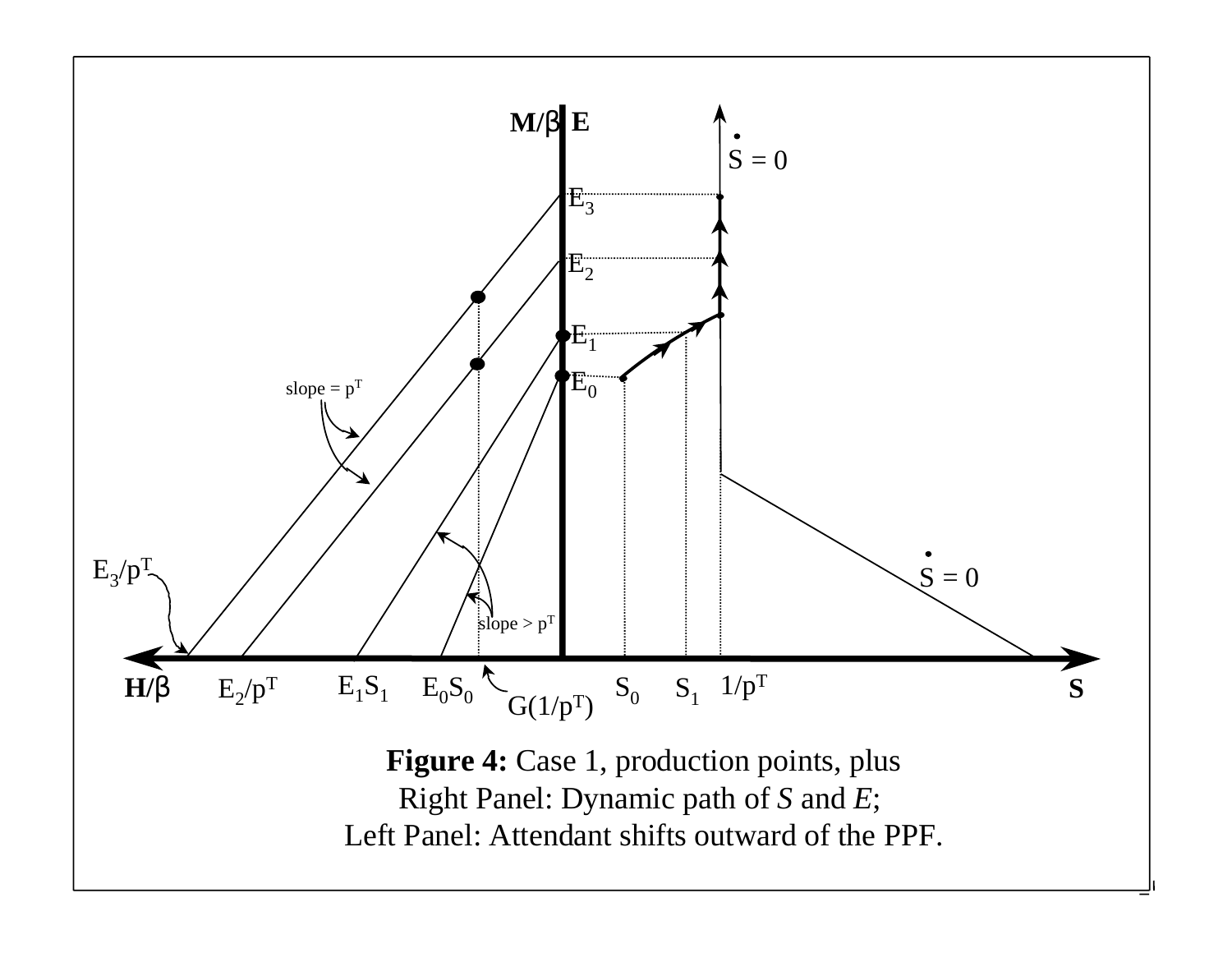**Figure 4:** Case 1, production points, plus
Right Panel: Dynamic path of *S* and *E*;
Left Panel: Attendant shifts outward of the PPF.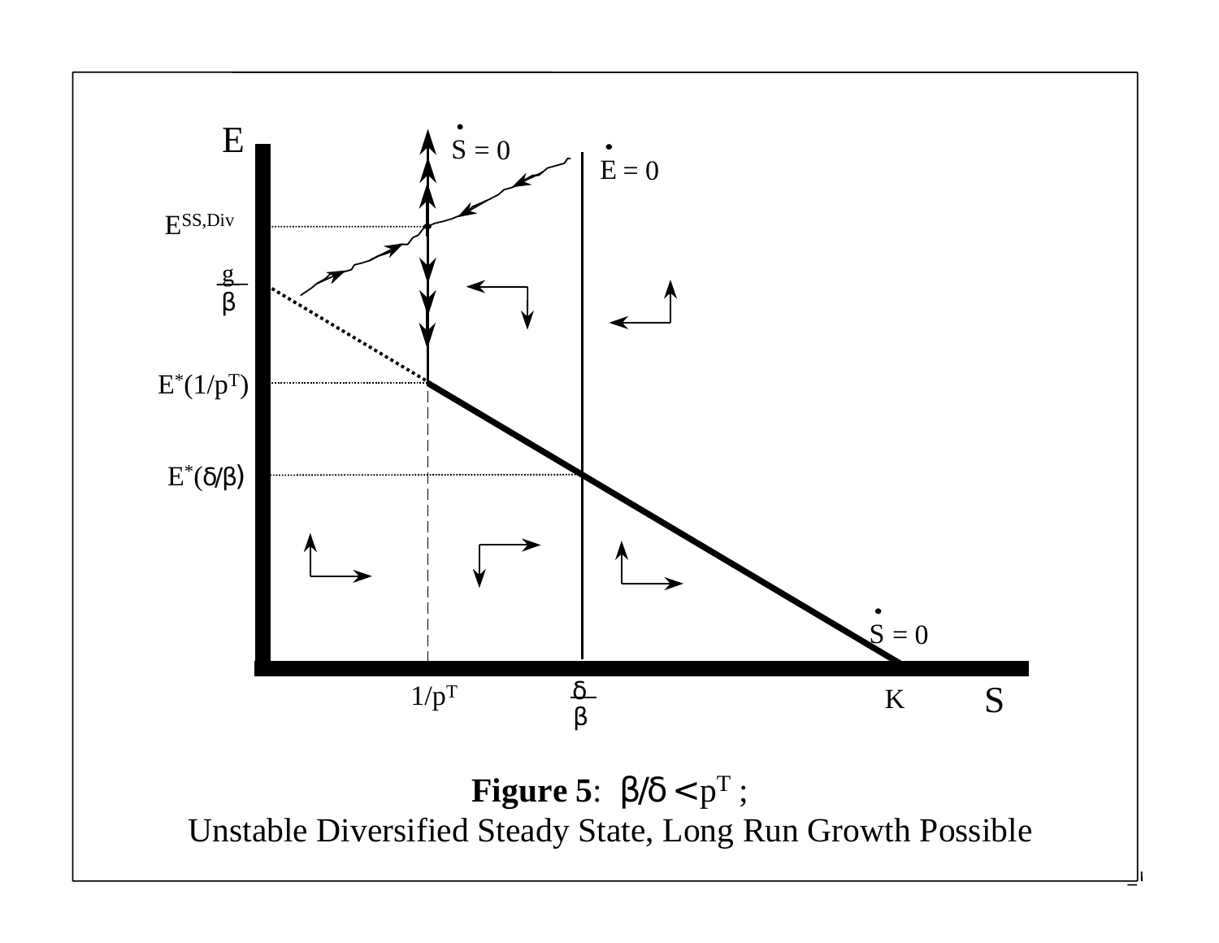**Figure 5**: $\beta/\delta < p^T$ ;
Unstable Diversified Steady State, Long Run Growth Possible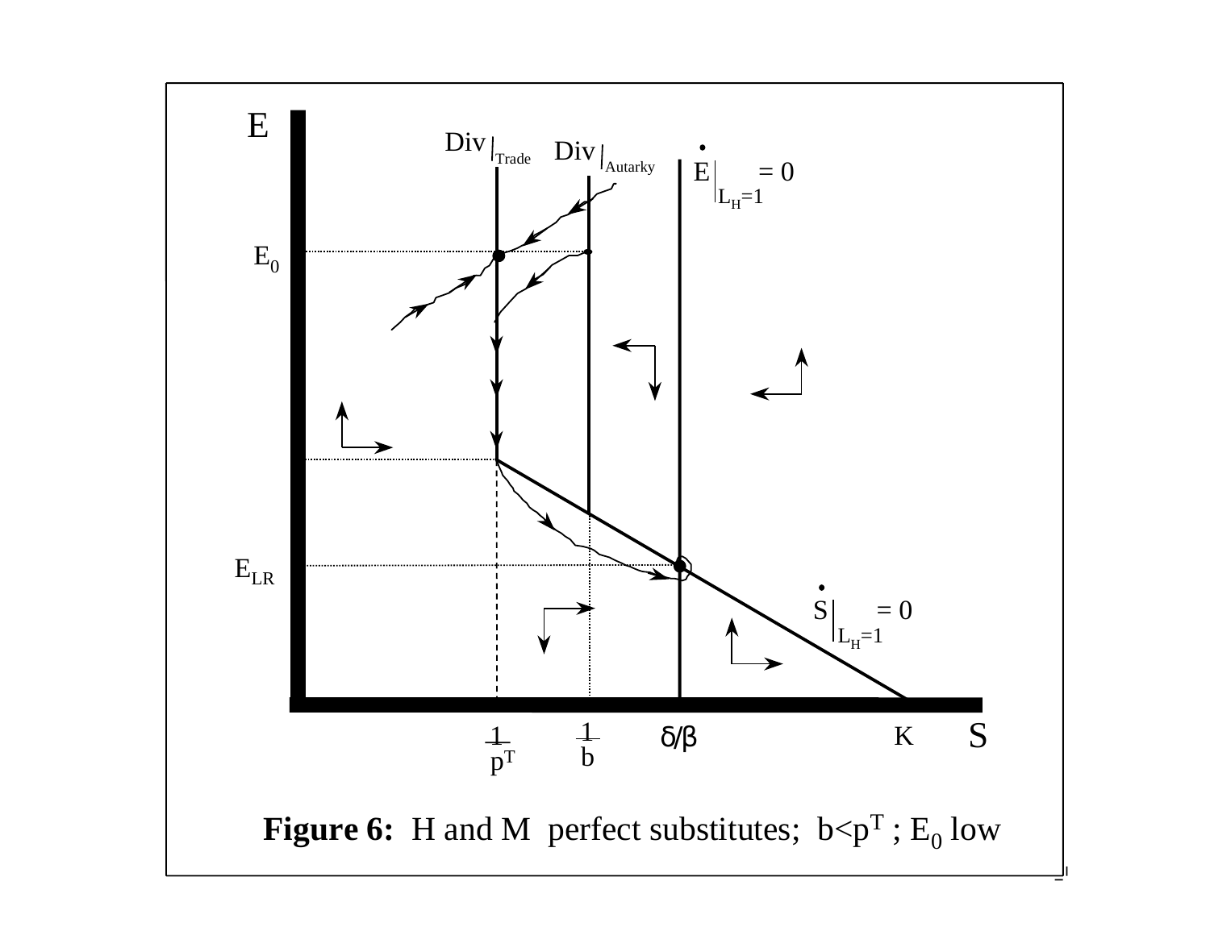**Figure 6:** H and M perfect substitutes; $b<p^T$ ; $E_0$ low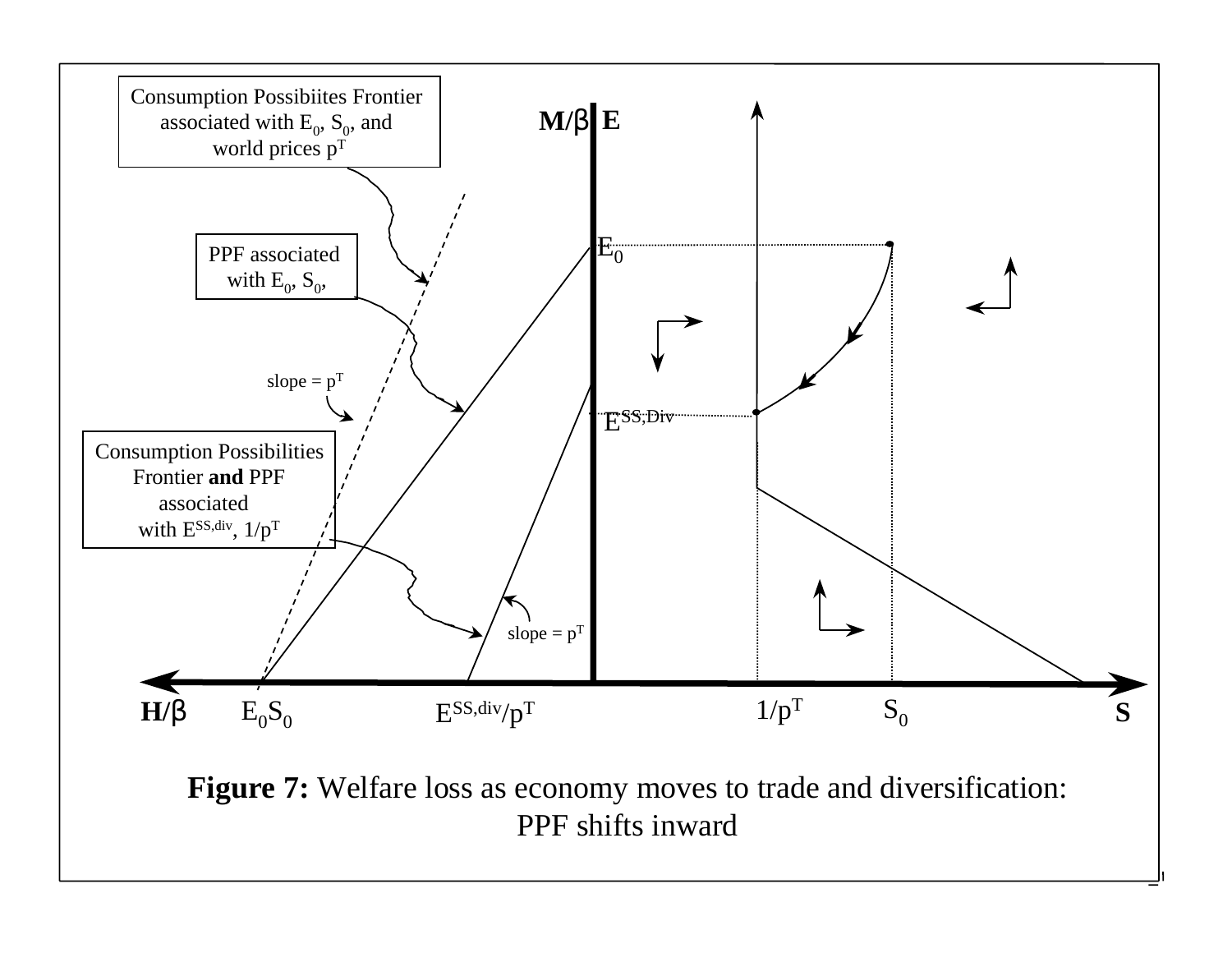Consumption Possibiites Frontier associated with $E_0$, $S_0$, and world prices $p^T$

PPF associated with $E_0$, $S_0$,

slope = $p^T$

Consumption Possibilities Frontier **and** PPF associated with $E^{SS,div}$, $1/p^T$

slope = $p^T$

$M/\beta$ E

$E_0$

$E^{SS,Div}$

$H/\beta$ $E_0S_0$ $E^{SS,div}/p^T$ $1/p^T$ $S_0$ S

**Figure 7:** Welfare loss as economy moves to trade and diversification: PPF shifts inward